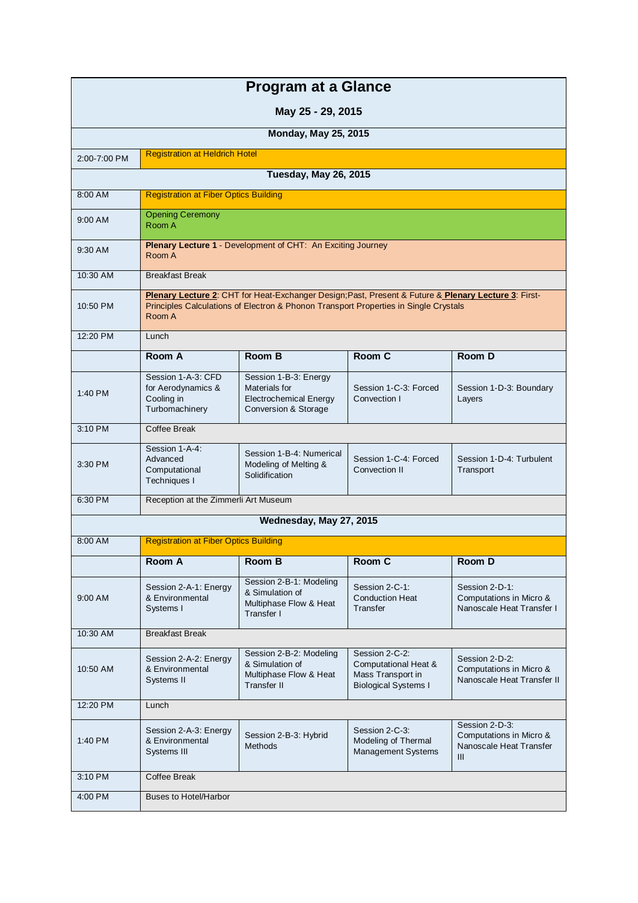# Program at a Glance

**May 25 - 29, 2015**

| | | | | |
|---|---|---|---|---|
| | **Monday, May 25, 2015** | | | |
| 2:00-7:00 PM | Registration at Heldrich Hotel | | | |
| | **Tuesday, May 26, 2015** | | | |
| 8:00 AM | Registration at Fiber Optics Building | | | |
| 9:00 AM | Opening Ceremony<br>Room A | | | |
| 9:30 AM | **Plenary Lecture 1** - Development of CHT: An Exciting Journey<br>Room A | | | |
| 10:30 AM | Breakfast Break | | | |
| 10:50 PM | **Plenary Lecture 2**: CHT for Heat-Exchanger Design;Past, Present & Future & **Plenary Lecture 3**: First-Principles Calculations of Electron & Phonon Transport Properties in Single Crystals<br>Room A | | | |
| 12:20 PM | Lunch | | | |
| | **Room A** | **Room B** | **Room C** | **Room D** |
| 1:40 PM | Session 1-A-3: CFD for Aerodynamics & Cooling in Turbomachinery | Session 1-B-3: Energy Materials for Electrochemical Energy Conversion & Storage | Session 1-C-3: Forced Convection I | Session 1-D-3: Boundary Layers |
| 3:10 PM | Coffee Break | | | |
| 3:30 PM | Session 1-A-4: Advanced Computational Techniques I | Session 1-B-4: Numerical Modeling of Melting & Solidification | Session 1-C-4: Forced Convection II | Session 1-D-4: Turbulent Transport |
| 6:30 PM | Reception at the Zimmerli Art Museum | | | |
| | **Wednesday, May 27, 2015** | | | |
| 8:00 AM | Registration at Fiber Optics Building | | | |
| | **Room A** | **Room B** | **Room C** | **Room D** |
| 9:00 AM | Session 2-A-1: Energy & Environmental Systems I | Session 2-B-1: Modeling & Simulation of Multiphase Flow & Heat Transfer I | Session 2-C-1: Conduction Heat Transfer | Session 2-D-1: Computations in Micro & Nanoscale Heat Transfer I |
| 10:30 AM | Breakfast Break | | | |
| 10:50 AM | Session 2-A-2: Energy & Environmental Systems II | Session 2-B-2: Modeling & Simulation of Multiphase Flow & Heat Transfer II | Session 2-C-2: Computational Heat & Mass Transport in Biological Systems I | Session 2-D-2: Computations in Micro & Nanoscale Heat Transfer II |
| 12:20 PM | Lunch | | | |
| 1:40 PM | Session 2-A-3: Energy & Environmental Systems III | Session 2-B-3: Hybrid Methods | Session 2-C-3: Modeling of Thermal Management Systems | Session 2-D-3: Computations in Micro & Nanoscale Heat Transfer III |
| 3:10 PM | Coffee Break | | | |
| 4:00 PM | Buses to Hotel/Harbor | | | |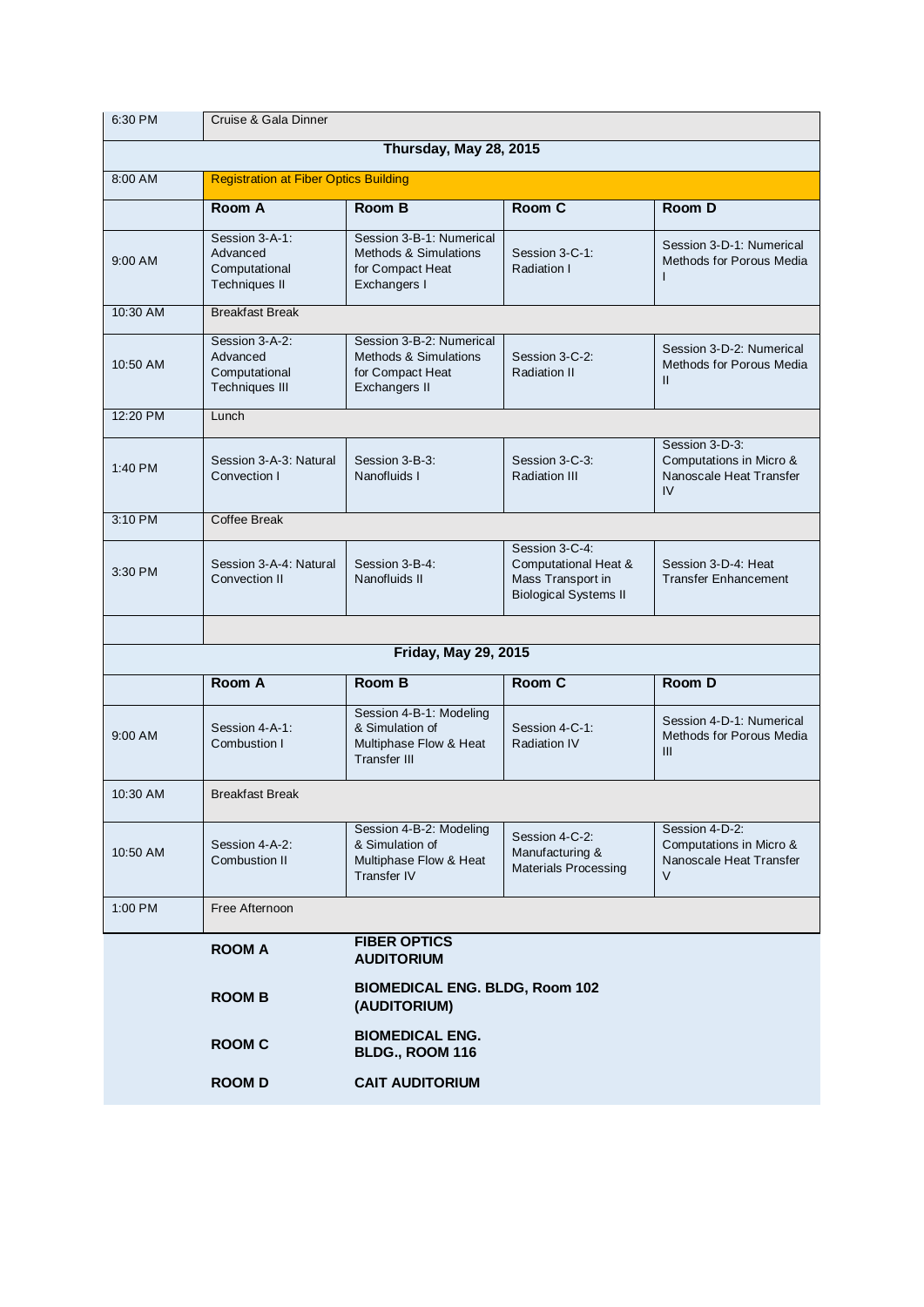| 6:30 PM | Cruise & Gala Dinner | | | |
|---|---|---|---|---|
| **Thursday, May 28, 2015** | | | | |
| 8:00 AM | Registration at Fiber Optics Building | | | |
| | **Room A** | **Room B** | **Room C** | **Room D** |
| 9:00 AM | Session 3-A-1: Advanced Computational Techniques II | Session 3-B-1: Numerical Methods & Simulations for Compact Heat Exchangers I | Session 3-C-1: Radiation I | Session 3-D-1: Numerical Methods for Porous Media I |
| 10:30 AM | Breakfast Break | | | |
| 10:50 AM | Session 3-A-2: Advanced Computational Techniques III | Session 3-B-2: Numerical Methods & Simulations for Compact Heat Exchangers II | Session 3-C-2: Radiation II | Session 3-D-2: Numerical Methods for Porous Media II |
| 12:20 PM | Lunch | | | |
| 1:40 PM | Session 3-A-3: Natural Convection I | Session 3-B-3: Nanofluids I | Session 3-C-3: Radiation III | Session 3-D-3: Computations in Micro & Nanoscale Heat Transfer IV |
| 3:10 PM | Coffee Break | | | |
| 3:30 PM | Session 3-A-4: Natural Convection II | Session 3-B-4: Nanofluids II | Session 3-C-4: Computational Heat & Mass Transport in Biological Systems II | Session 3-D-4: Heat Transfer Enhancement |
| | | | | |
| **Friday, May 29, 2015** | | | | |
| | **Room A** | **Room B** | **Room C** | **Room D** |
| 9:00 AM | Session 4-A-1: Combustion I | Session 4-B-1: Modeling & Simulation of Multiphase Flow & Heat Transfer III | Session 4-C-1: Radiation IV | Session 4-D-1: Numerical Methods for Porous Media III |
| 10:30 AM | Breakfast Break | | | |
| 10:50 AM | Session 4-A-2: Combustion II | Session 4-B-2: Modeling & Simulation of Multiphase Flow & Heat Transfer IV | Session 4-C-2: Manufacturing & Materials Processing | Session 4-D-2: Computations in Micro & Nanoscale Heat Transfer V |
| 1:00 PM | Free Afternoon | | | |

| | |
|---|---|
| **ROOM A** | **FIBER OPTICS AUDITORIUM** |
| **ROOM B** | **BIOMEDICAL ENG. BLDG, Room 102 (AUDITORIUM)** |
| **ROOM C** | **BIOMEDICAL ENG. BLDG., ROOM 116** |
| **ROOM D** | **CAIT AUDITORIUM** |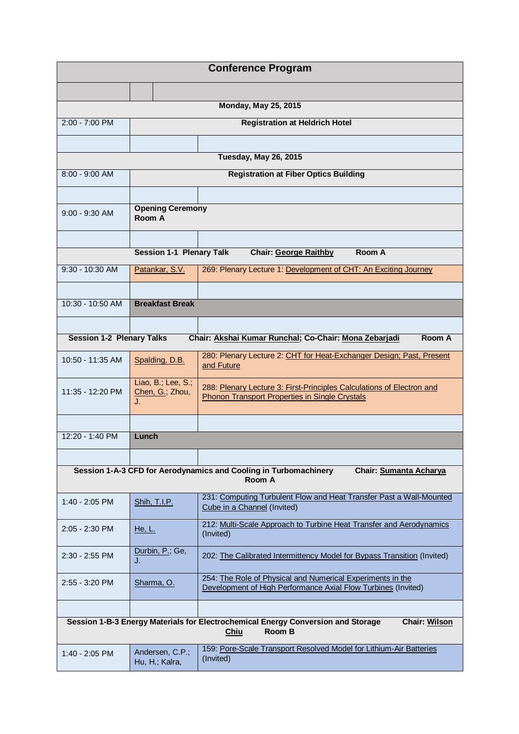| Conference Program | | |
|---|---|---|
| | | |
| **Monday, May 25, 2015** | | |
| 2:00 - 7:00 PM | **Registration at Heldrich Hotel** | |
| | | |
| **Tuesday, May 26, 2015** | | |
| 8:00 - 9:00 AM | **Registration at Fiber Optics Building** | |
| | | |
| 9:00 - 9:30 AM | **Opening Ceremony Room A** | |
| | | |
| **Session 1-1 Plenary Talk Chair: George Raithby Room A** | | |
| 9:30 - 10:30 AM | Patankar, S.V. | 269: Plenary Lecture 1: Development of CHT: An Exciting Journey |
| | | |
| 10:30 - 10:50 AM | **Breakfast Break** | |
| | | |
| **Session 1-2 Plenary Talks Chair: Akshai Kumar Runchal; Co-Chair: Mona Zebarjadi Room A** | | |
| 10:50 - 11:35 AM | Spalding, D.B. | 280: Plenary Lecture 2: CHT for Heat-Exchanger Design; Past, Present and Future |
| 11:35 - 12:20 PM | Liao, B.; Lee, S.; Chen, G.; Zhou, J. | 288: Plenary Lecture 3: First-Principles Calculations of Electron and Phonon Transport Properties in Single Crystals |
| | | |
| 12:20 - 1:40 PM | **Lunch** | |
| | | |
| **Session 1-A-3 CFD for Aerodynamics and Cooling in Turbomachinery Chair: Sumanta Acharya Room A** | | |
| 1:40 - 2:05 PM | Shih, T.I.P. | 231: Computing Turbulent Flow and Heat Transfer Past a Wall-Mounted Cube in a Channel (Invited) |
| 2:05 - 2:30 PM | He, L. | 212: Multi-Scale Approach to Turbine Heat Transfer and Aerodynamics (Invited) |
| 2:30 - 2:55 PM | Durbin, P.; Ge, J. | 202: The Calibrated Intermittency Model for Bypass Transition (Invited) |
| 2:55 - 3:20 PM | Sharma, O. | 254: The Role of Physical and Numerical Experiments in the Development of High Performance Axial Flow Turbines (Invited) |
| | | |
| **Session 1-B-3 Energy Materials for Electrochemical Energy Conversion and Storage Chair: Wilson Chiu Room B** | | |
| 1:40 - 2:05 PM | Andersen, C.P.; Hu, H.; Kalra, | 159: Pore-Scale Transport Resolved Model for Lithium-Air Batteries (Invited) |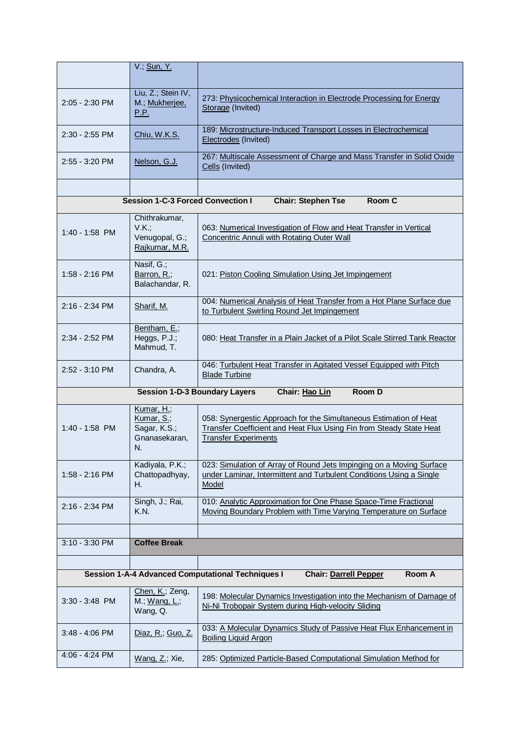| | | |
|---|---|---|
| | V.; Sun, Y. | |
| 2:05 - 2:30 PM | Liu, Z.; Stein IV, M.; Mukherjee, P.P. | 273: Physicochemical Interaction in Electrode Processing for Energy Storage (Invited) |
| 2:30 - 2:55 PM | Chiu, W.K.S. | 189: Microstructure-Induced Transport Losses in Electrochemical Electrodes (Invited) |
| 2:55 - 3:20 PM | Nelson, G.J. | 267: Multiscale Assessment of Charge and Mass Transfer in Solid Oxide Cells (Invited) |
| | | |
| **Session 1-C-3 Forced Convection I** | **Chair: Stephen Tse** | **Room C** |
| 1:40 - 1:58 PM | Chithrakumar, V.K.; Venugopal, G.; Rajkumar, M.R. | 063: Numerical Investigation of Flow and Heat Transfer in Vertical Concentric Annuli with Rotating Outer Wall |
| 1:58 - 2:16 PM | Nasif, G.; Barron, R.; Balachandar, R. | 021: Piston Cooling Simulation Using Jet Impingement |
| 2:16 - 2:34 PM | Sharif, M. | 004: Numerical Analysis of Heat Transfer from a Hot Plane Surface due to Turbulent Swirling Round Jet Impingement |
| 2:34 - 2:52 PM | Bentham, E.; Heggs, P.J.; Mahmud, T. | 080: Heat Transfer in a Plain Jacket of a Pilot Scale Stirred Tank Reactor |
| 2:52 - 3:10 PM | Chandra, A. | 046: Turbulent Heat Transfer in Agitated Vessel Equipped with Pitch Blade Turbine |
| **Session 1-D-3 Boundary Layers** | **Chair: Hao Lin** | **Room D** |
| 1:40 - 1:58 PM | Kumar, H.; Kumar, S.; Sagar, K.S.; Gnanasekaran, N. | 058: Synergestic Approach for the Simultaneous Estimation of Heat Transfer Coefficient and Heat Flux Using Fin from Steady State Heat Transfer Experiments |
| 1:58 - 2:16 PM | Kadiyala, P.K.; Chattopadhyay, H. | 023: Simulation of Array of Round Jets Impinging on a Moving Surface under Laminar, Intermittent and Turbulent Conditions Using a Single Model |
| 2:16 - 2:34 PM | Singh, J.; Rai, K.N. | 010: Analytic Approximation for One Phase Space-Time Fractional Moving Boundary Problem with Time Varying Temperature on Surface |
| | | |
| 3:10 - 3:30 PM | **Coffee Break** | |
| | | |
| **Session 1-A-4 Advanced Computational Techniques I** | **Chair: Darrell Pepper** | **Room A** |
| 3:30 - 3:48 PM | Chen, K.; Zeng, M.; Wang, L.; Wang, Q. | 198: Molecular Dynamics Investigation into the Mechanism of Damage of Ni-Ni Trobopair System during High-velocity Sliding |
| 3:48 - 4:06 PM | Diaz, R.; Guo, Z. | 033: A Molecular Dynamics Study of Passive Heat Flux Enhancement in Boiling Liquid Argon |
| 4:06 - 4:24 PM | Wang, Z.; Xie, | 285: Optimized Particle-Based Computational Simulation Method for |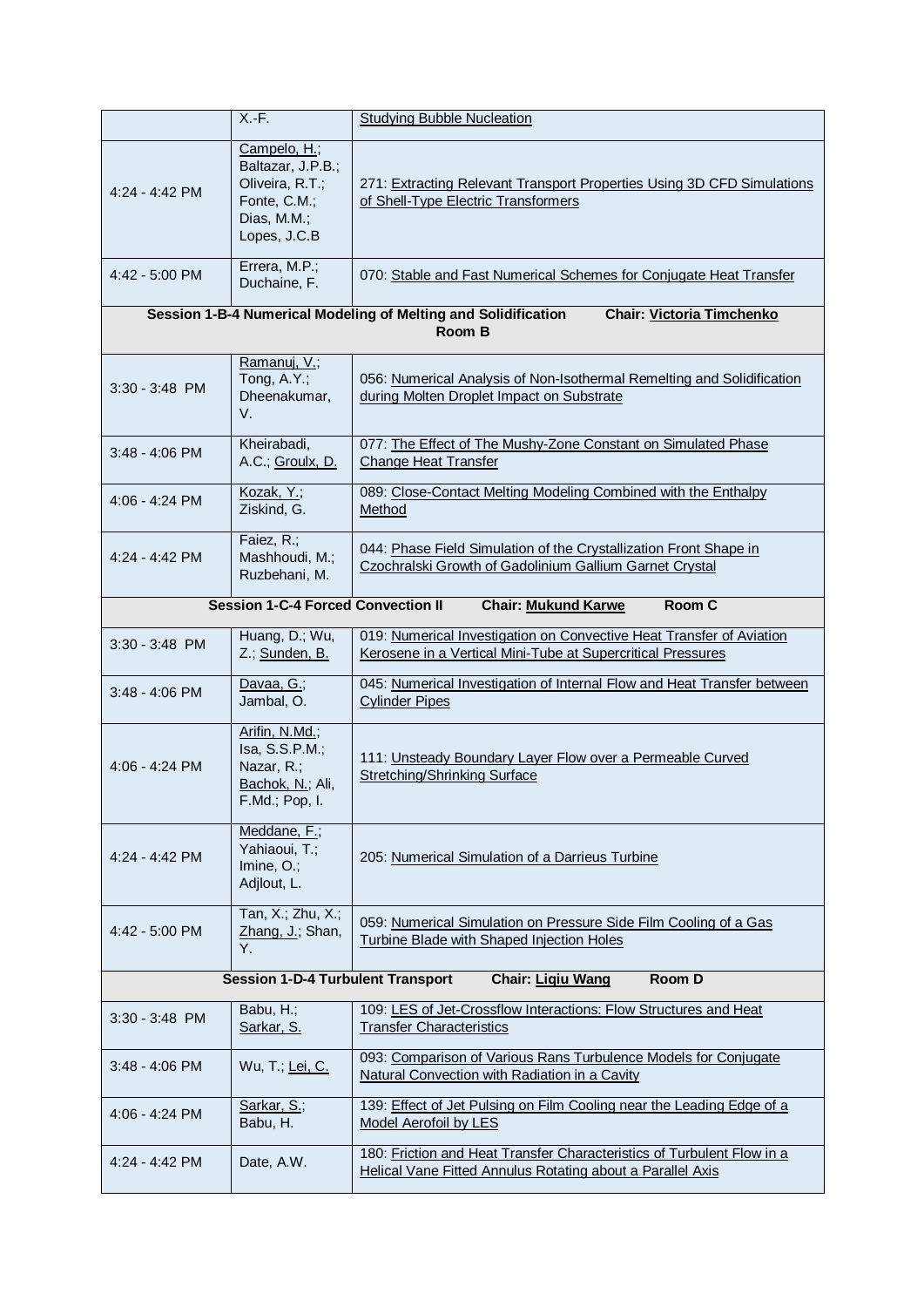| | | |
|---|---|---|
| | X.-F. | Studying Bubble Nucleation |
| 4:24 - 4:42 PM | Campelo, H.; Baltazar, J.P.B.; Oliveira, R.T.; Fonte, C.M.; Dias, M.M.; Lopes, J.C.B | 271: Extracting Relevant Transport Properties Using 3D CFD Simulations of Shell-Type Electric Transformers |
| 4:42 - 5:00 PM | Errera, M.P.; Duchaine, F. | 070: Stable and Fast Numerical Schemes for Conjugate Heat Transfer |
| **Session 1-B-4 Numerical Modeling of Melting and Solidification** | **Chair: Victoria Timchenko** | **Room B** |
| 3:30 - 3:48 PM | Ramanuj, V.; Tong, A.Y.; Dheenakumar, V. | 056: Numerical Analysis of Non-Isothermal Remelting and Solidification during Molten Droplet Impact on Substrate |
| 3:48 - 4:06 PM | Kheirabadi, A.C.; Groulx, D. | 077: The Effect of The Mushy-Zone Constant on Simulated Phase Change Heat Transfer |
| 4:06 - 4:24 PM | Kozak, Y.; Ziskind, G. | 089: Close-Contact Melting Modeling Combined with the Enthalpy Method |
| 4:24 - 4:42 PM | Faiez, R.; Mashhoudi, M.; Ruzbehani, M. | 044: Phase Field Simulation of the Crystallization Front Shape in Czochralski Growth of Gadolinium Gallium Garnet Crystal |
| **Session 1-C-4 Forced Convection II** | **Chair: Mukund Karwe** | **Room C** |
| 3:30 - 3:48 PM | Huang, D.; Wu, Z.; Sunden, B. | 019: Numerical Investigation on Convective Heat Transfer of Aviation Kerosene in a Vertical Mini-Tube at Supercritical Pressures |
| 3:48 - 4:06 PM | Davaa, G.; Jambal, O. | 045: Numerical Investigation of Internal Flow and Heat Transfer between Cylinder Pipes |
| 4:06 - 4:24 PM | Arifin, N.Md.; Isa, S.S.P.M.; Nazar, R.; Bachok, N.; Ali, F.Md.; Pop, I. | 111: Unsteady Boundary Layer Flow over a Permeable Curved Stretching/Shrinking Surface |
| 4:24 - 4:42 PM | Meddane, F.; Yahiaoui, T.; Imine, O.; Adjlout, L. | 205: Numerical Simulation of a Darrieus Turbine |
| 4:42 - 5:00 PM | Tan, X.; Zhu, X.; Zhang, J.; Shan, Y. | 059: Numerical Simulation on Pressure Side Film Cooling of a Gas Turbine Blade with Shaped Injection Holes |
| **Session 1-D-4 Turbulent Transport** | **Chair: Liqiu Wang** | **Room D** |
| 3:30 - 3:48 PM | Babu, H.; Sarkar, S. | 109: LES of Jet-Crossflow Interactions: Flow Structures and Heat Transfer Characteristics |
| 3:48 - 4:06 PM | Wu, T.; Lei, C. | 093: Comparison of Various Rans Turbulence Models for Conjugate Natural Convection with Radiation in a Cavity |
| 4:06 - 4:24 PM | Sarkar, S.; Babu, H. | 139: Effect of Jet Pulsing on Film Cooling near the Leading Edge of a Model Aerofoil by LES |
| 4:24 - 4:42 PM | Date, A.W. | 180: Friction and Heat Transfer Characteristics of Turbulent Flow in a Helical Vane Fitted Annulus Rotating about a Parallel Axis |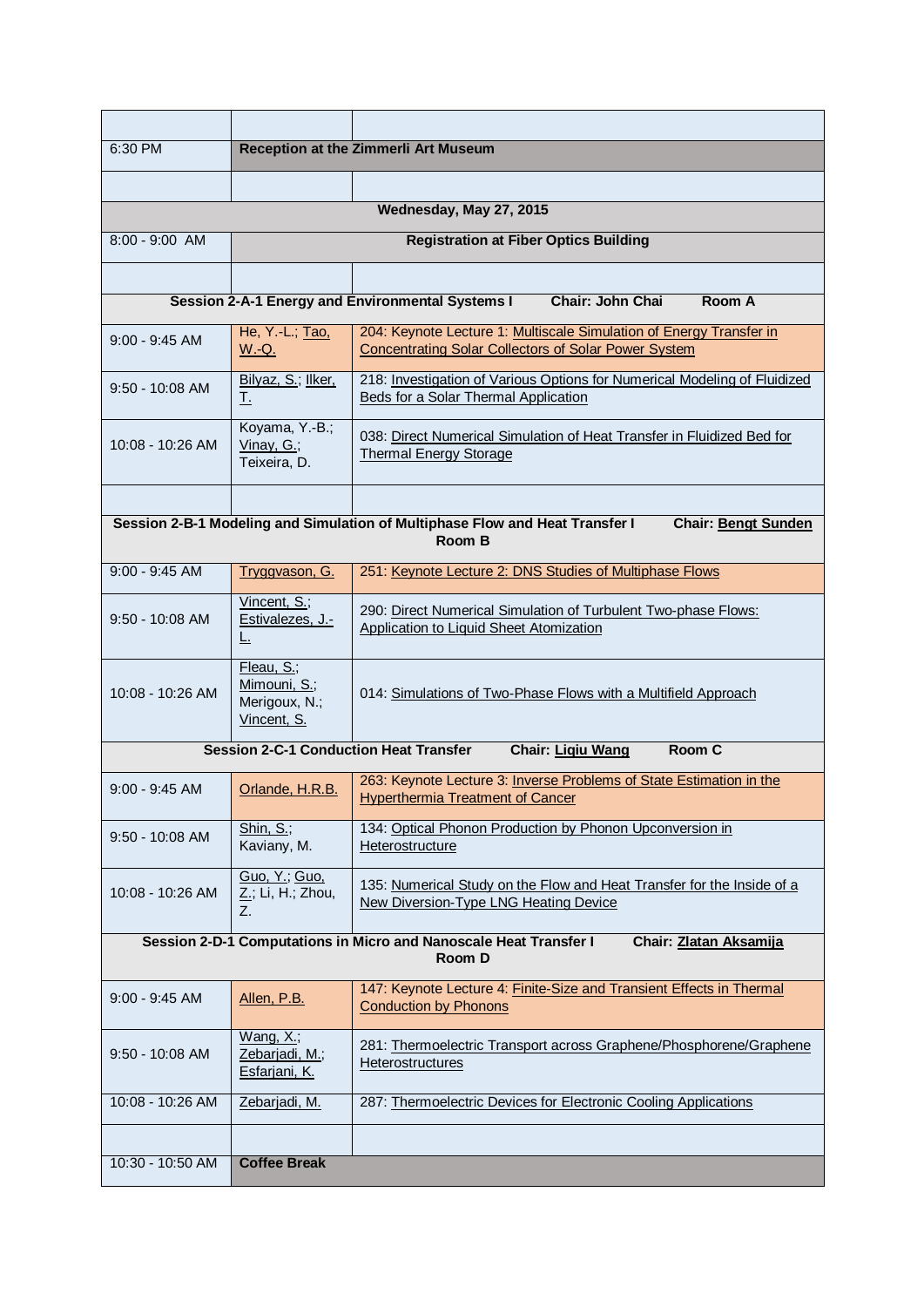| | | |
|---|---|---|
| 6:30 PM | **Reception at the Zimmerli Art Museum** | |
| | | |
| **Wednesday, May 27, 2015** | | |
| 8:00 - 9:00 AM | **Registration at Fiber Optics Building** | |
| | | |
| **Session 2-A-1 Energy and Environmental Systems I Chair: John Chai Room A** | | |
| 9:00 - 9:45 AM | He, Y.-L.; Tao, W.-Q. | 204: Keynote Lecture 1: Multiscale Simulation of Energy Transfer in Concentrating Solar Collectors of Solar Power System |
| 9:50 - 10:08 AM | Bilyaz, S.; Ilker, T. | 218: Investigation of Various Options for Numerical Modeling of Fluidized Beds for a Solar Thermal Application |
| 10:08 - 10:26 AM | Koyama, Y.-B.; Vinay, G.; Teixeira, D. | 038: Direct Numerical Simulation of Heat Transfer in Fluidized Bed for Thermal Energy Storage |
| | | |
| **Session 2-B-1 Modeling and Simulation of Multiphase Flow and Heat Transfer I Chair: Bengt Sunden Room B** | | |
| 9:00 - 9:45 AM | Tryggvason, G. | 251: Keynote Lecture 2: DNS Studies of Multiphase Flows |
| 9:50 - 10:08 AM | Vincent, S.; Estivalezes, J.-L. | 290: Direct Numerical Simulation of Turbulent Two-phase Flows: Application to Liquid Sheet Atomization |
| 10:08 - 10:26 AM | Fleau, S.; Mimouni, S.; Merigoux, N.; Vincent, S. | 014: Simulations of Two-Phase Flows with a Multifield Approach |
| **Session 2-C-1 Conduction Heat Transfer Chair: Liqiu Wang Room C** | | |
| 9:00 - 9:45 AM | Orlande, H.R.B. | 263: Keynote Lecture 3: Inverse Problems of State Estimation in the Hyperthermia Treatment of Cancer |
| 9:50 - 10:08 AM | Shin, S.; Kaviany, M. | 134: Optical Phonon Production by Phonon Upconversion in Heterostructure |
| 10:08 - 10:26 AM | Guo, Y.; Guo, Z.; Li, H.; Zhou, Z. | 135: Numerical Study on the Flow and Heat Transfer for the Inside of a New Diversion-Type LNG Heating Device |
| **Session 2-D-1 Computations in Micro and Nanoscale Heat Transfer I Chair: Zlatan Aksamija Room D** | | |
| 9:00 - 9:45 AM | Allen, P.B. | 147: Keynote Lecture 4: Finite-Size and Transient Effects in Thermal Conduction by Phonons |
| 9:50 - 10:08 AM | Wang, X.; Zebarjadi, M.; Esfarjani, K. | 281: Thermoelectric Transport across Graphene/Phosphorene/Graphene Heterostructures |
| 10:08 - 10:26 AM | Zebarjadi, M. | 287: Thermoelectric Devices for Electronic Cooling Applications |
| | | |
| 10:30 - 10:50 AM | **Coffee Break** | |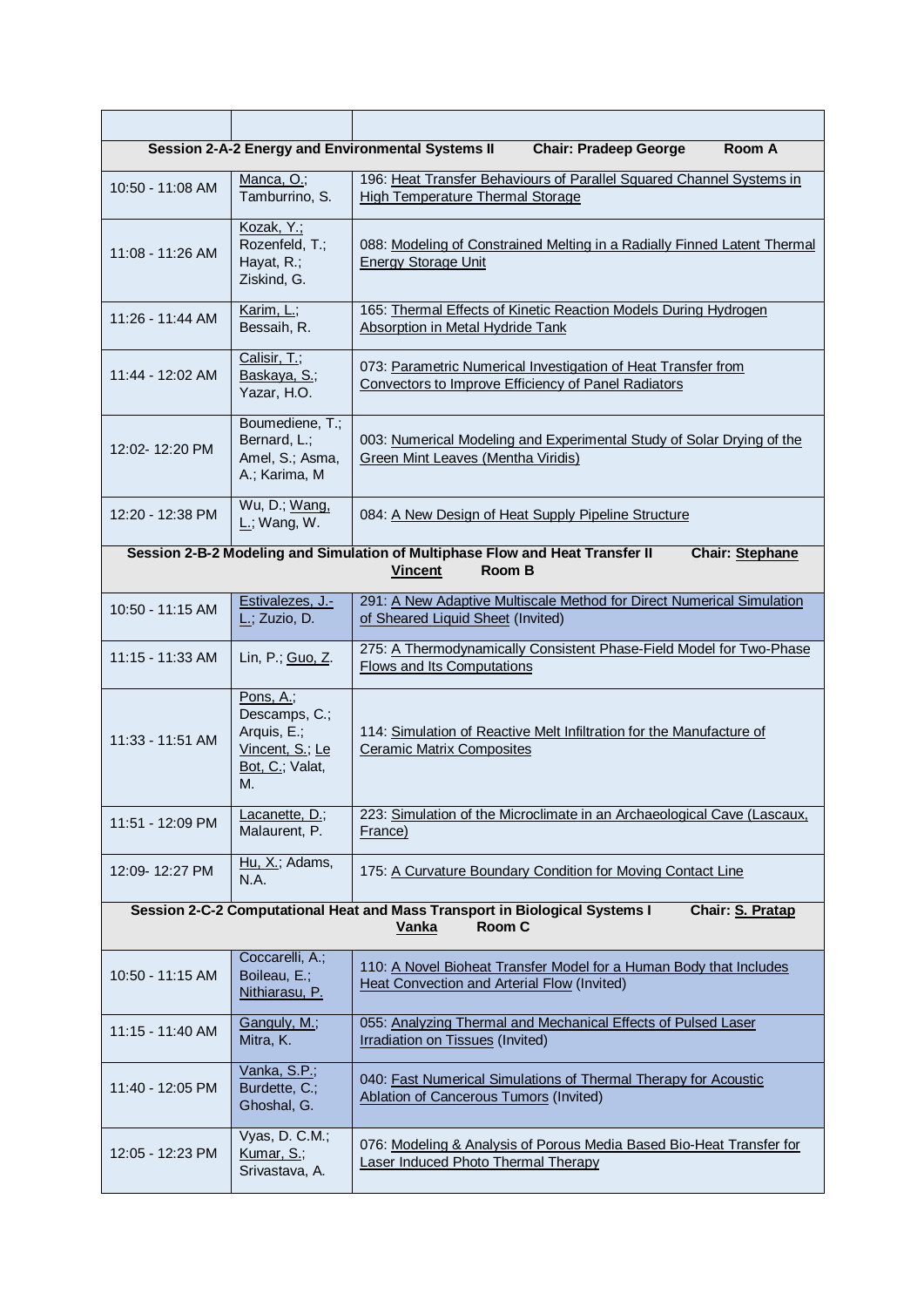| | | |
|---|---|---|
| **Session 2-A-2 Energy and Environmental Systems II &nbsp;&nbsp;&nbsp; Chair: Pradeep George &nbsp;&nbsp;&nbsp; Room A** | | |
| 10:50 - 11:08 AM | Manca, O.; Tamburrino, S. | 196: Heat Transfer Behaviours of Parallel Squared Channel Systems in High Temperature Thermal Storage |
| 11:08 - 11:26 AM | Kozak, Y.; Rozenfeld, T.; Hayat, R.; Ziskind, G. | 088: Modeling of Constrained Melting in a Radially Finned Latent Thermal Energy Storage Unit |
| 11:26 - 11:44 AM | Karim, L.; Bessaih, R. | 165: Thermal Effects of Kinetic Reaction Models During Hydrogen Absorption in Metal Hydride Tank |
| 11:44 - 12:02 AM | Calisir, T.; Baskaya, S.; Yazar, H.O. | 073: Parametric Numerical Investigation of Heat Transfer from Convectors to Improve Efficiency of Panel Radiators |
| 12:02- 12:20 PM | Boumediene, T.; Bernard, L.; Amel, S.; Asma, A.; Karima, M | 003: Numerical Modeling and Experimental Study of Solar Drying of the Green Mint Leaves (Mentha Viridis) |
| 12:20 - 12:38 PM | Wu, D.; Wang, L.; Wang, W. | 084: A New Design of Heat Supply Pipeline Structure |
| **Session 2-B-2 Modeling and Simulation of Multiphase Flow and Heat Transfer II &nbsp;&nbsp;&nbsp; Chair: Stephane Vincent &nbsp;&nbsp;&nbsp; Room B** | | |
| 10:50 - 11:15 AM | Estivalezes, J.-L.; Zuzio, D. | 291: A New Adaptive Multiscale Method for Direct Numerical Simulation of Sheared Liquid Sheet (Invited) |
| 11:15 - 11:33 AM | Lin, P.; Guo, Z. | 275: A Thermodynamically Consistent Phase-Field Model for Two-Phase Flows and Its Computations |
| 11:33 - 11:51 AM | Pons, A.; Descamps, C.; Arquis, E.; Vincent, S.; Le Bot, C.; Valat, M. | 114: Simulation of Reactive Melt Infiltration for the Manufacture of Ceramic Matrix Composites |
| 11:51 - 12:09 PM | Lacanette, D.; Malaurent, P. | 223: Simulation of the Microclimate in an Archaeological Cave (Lascaux, France) |
| 12:09- 12:27 PM | Hu, X.; Adams, N.A. | 175: A Curvature Boundary Condition for Moving Contact Line |
| **Session 2-C-2 Computational Heat and Mass Transport in Biological Systems I &nbsp;&nbsp;&nbsp; Chair: S. Pratap Vanka &nbsp;&nbsp;&nbsp; Room C** | | |
| 10:50 - 11:15 AM | Coccarelli, A.; Boileau, E.; Nithiarasu, P. | 110: A Novel Bioheat Transfer Model for a Human Body that Includes Heat Convection and Arterial Flow (Invited) |
| 11:15 - 11:40 AM | Ganguly, M.; Mitra, K. | 055: Analyzing Thermal and Mechanical Effects of Pulsed Laser Irradiation on Tissues (Invited) |
| 11:40 - 12:05 PM | Vanka, S.P.; Burdette, C.; Ghoshal, G. | 040: Fast Numerical Simulations of Thermal Therapy for Acoustic Ablation of Cancerous Tumors (Invited) |
| 12:05 - 12:23 PM | Vyas, D. C.M.; Kumar, S.; Srivastava, A. | 076: Modeling & Analysis of Porous Media Based Bio-Heat Transfer for Laser Induced Photo Thermal Therapy |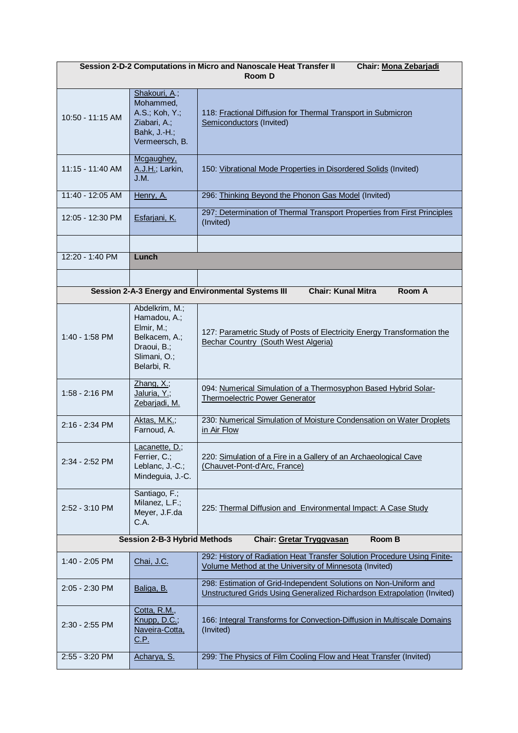| Session 2-D-2 Computations in Micro and Nanoscale Heat Transfer II Chair: Mona Zebarjadi Room D | | |
|---|---|---|
| 10:50 - 11:15 AM | Shakouri, A.; Mohammed, A.S.; Koh, Y.; Ziabari, A.; Bahk, J.-H.; Vermeersch, B. | 118: Fractional Diffusion for Thermal Transport in Submicron Semiconductors (Invited) |
| 11:15 - 11:40 AM | Mcgaughey, A.J.H.; Larkin, J.M. | 150: Vibrational Mode Properties in Disordered Solids (Invited) |
| 11:40 - 12:05 AM | Henry, A. | 296: Thinking Beyond the Phonon Gas Model (Invited) |
| 12:05 - 12:30 PM | Esfarjani, K. | 297: Determination of Thermal Transport Properties from First Principles (Invited) |
| | | |
| 12:20 - 1:40 PM | **Lunch** | |
| | | |
| **Session 2-A-3 Energy and Environmental Systems III Chair: Kunal Mitra Room A** | | |
| 1:40 - 1:58 PM | Abdelkrim, M.; Hamadou, A.; Elmir, M.; Belkacem, A.; Draoui, B.; Slimani, O.; Belarbi, R. | 127: Parametric Study of Posts of Electricity Energy Transformation the Bechar Country (South West Algeria) |
| 1:58 - 2:16 PM | Zhang, X.; Jaluria, Y.; Zebarjadi, M. | 094: Numerical Simulation of a Thermosyphon Based Hybrid Solar-Thermoelectric Power Generator |
| 2:16 - 2:34 PM | Aktas, M.K.; Farnoud, A. | 230: Numerical Simulation of Moisture Condensation on Water Droplets in Air Flow |
| 2:34 - 2:52 PM | Lacanette, D.; Ferrier, C.; Leblanc, J.-C.; Mindeguia, J.-C. | 220: Simulation of a Fire in a Gallery of an Archaeological Cave (Chauvet-Pont-d'Arc, France) |
| 2:52 - 3:10 PM | Santiago, F.; Milanez, L.F.; Meyer, J.F.da C.A. | 225: Thermal Diffusion and Environmental Impact: A Case Study |
| **Session 2-B-3 Hybrid Methods Chair: Gretar Tryggvasan Room B** | | |
| 1:40 - 2:05 PM | Chai, J.C. | 292: History of Radiation Heat Transfer Solution Procedure Using Finite-Volume Method at the University of Minnesota (Invited) |
| 2:05 - 2:30 PM | Baliga, B. | 298: Estimation of Grid-Independent Solutions on Non-Uniform and Unstructured Grids Using Generalized Richardson Extrapolation (Invited) |
| 2:30 - 2:55 PM | Cotta, R.M., Knupp, D.C.; Naveira-Cotta, C.P. | 166: Integral Transforms for Convection-Diffusion in Multiscale Domains (Invited) |
| 2:55 - 3:20 PM | Acharya, S. | 299: The Physics of Film Cooling Flow and Heat Transfer (Invited) |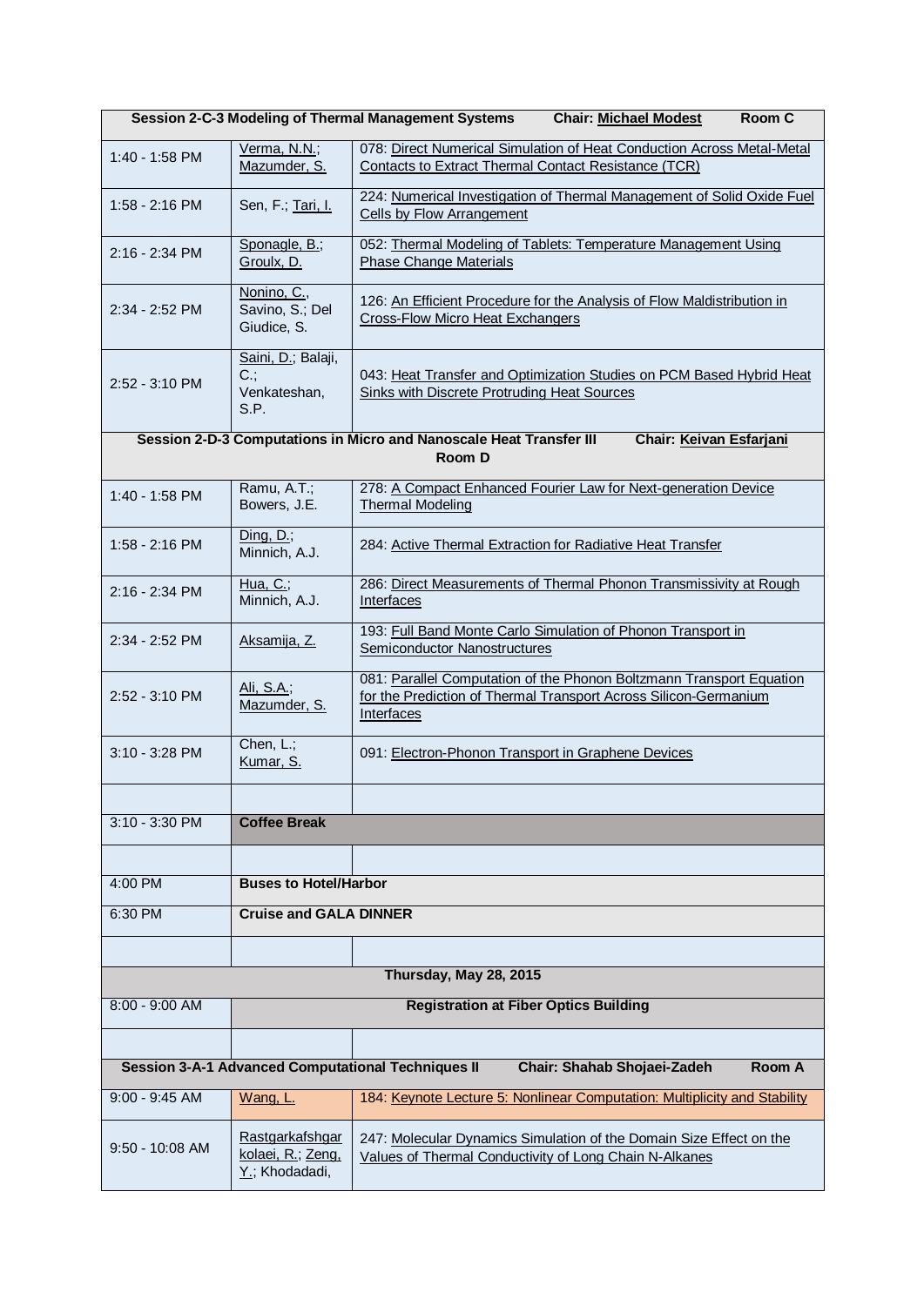| Session 2-C-3 Modeling of Thermal Management Systems | Chair: Michael Modest | Room C |
|---|---|---|
| 1:40 - 1:58 PM | Verma, N.N.; Mazumder, S. | 078: Direct Numerical Simulation of Heat Conduction Across Metal-Metal Contacts to Extract Thermal Contact Resistance (TCR) |
| 1:58 - 2:16 PM | Sen, F.; Tari, I. | 224: Numerical Investigation of Thermal Management of Solid Oxide Fuel Cells by Flow Arrangement |
| 2:16 - 2:34 PM | Sponagle, B.; Groulx, D. | 052: Thermal Modeling of Tablets: Temperature Management Using Phase Change Materials |
| 2:34 - 2:52 PM | Nonino, C., Savino, S.; Del Giudice, S. | 126: An Efficient Procedure for the Analysis of Flow Maldistribution in Cross-Flow Micro Heat Exchangers |
| 2:52 - 3:10 PM | Saini, D.; Balaji, C.; Venkateshan, S.P. | 043: Heat Transfer and Optimization Studies on PCM Based Hybrid Heat Sinks with Discrete Protruding Heat Sources |
| **Session 2-D-3 Computations in Micro and Nanoscale Heat Transfer III** | **Chair: Keivan Esfarjani** | **Room D** |
| 1:40 - 1:58 PM | Ramu, A.T.; Bowers, J.E. | 278: A Compact Enhanced Fourier Law for Next-generation Device Thermal Modeling |
| 1:58 - 2:16 PM | Ding, D.; Minnich, A.J. | 284: Active Thermal Extraction for Radiative Heat Transfer |
| 2:16 - 2:34 PM | Hua, C.; Minnich, A.J. | 286: Direct Measurements of Thermal Phonon Transmissivity at Rough Interfaces |
| 2:34 - 2:52 PM | Aksamija, Z. | 193: Full Band Monte Carlo Simulation of Phonon Transport in Semiconductor Nanostructures |
| 2:52 - 3:10 PM | Ali, S.A.; Mazumder, S. | 081: Parallel Computation of the Phonon Boltzmann Transport Equation for the Prediction of Thermal Transport Across Silicon-Germanium Interfaces |
| 3:10 - 3:28 PM | Chen, L.; Kumar, S. | 091: Electron-Phonon Transport in Graphene Devices |
| | | |
| 3:10 - 3:30 PM | **Coffee Break** | |
| | | |
| 4:00 PM | **Buses to Hotel/Harbor** | |
| 6:30 PM | **Cruise and GALA DINNER** | |
| | | |
| **Thursday, May 28, 2015** | | |
| 8:00 - 9:00 AM | **Registration at Fiber Optics Building** | |
| | | |
| **Session 3-A-1 Advanced Computational Techniques II** | **Chair: Shahab Shojaei-Zadeh** | **Room A** |
| 9:00 - 9:45 AM | Wang, L. | 184: Keynote Lecture 5: Nonlinear Computation: Multiplicity and Stability |
| 9:50 - 10:08 AM | Rastgarkafshgar kolaei, R.; Zeng, Y.; Khodadadi, | 247: Molecular Dynamics Simulation of the Domain Size Effect on the Values of Thermal Conductivity of Long Chain N-Alkanes |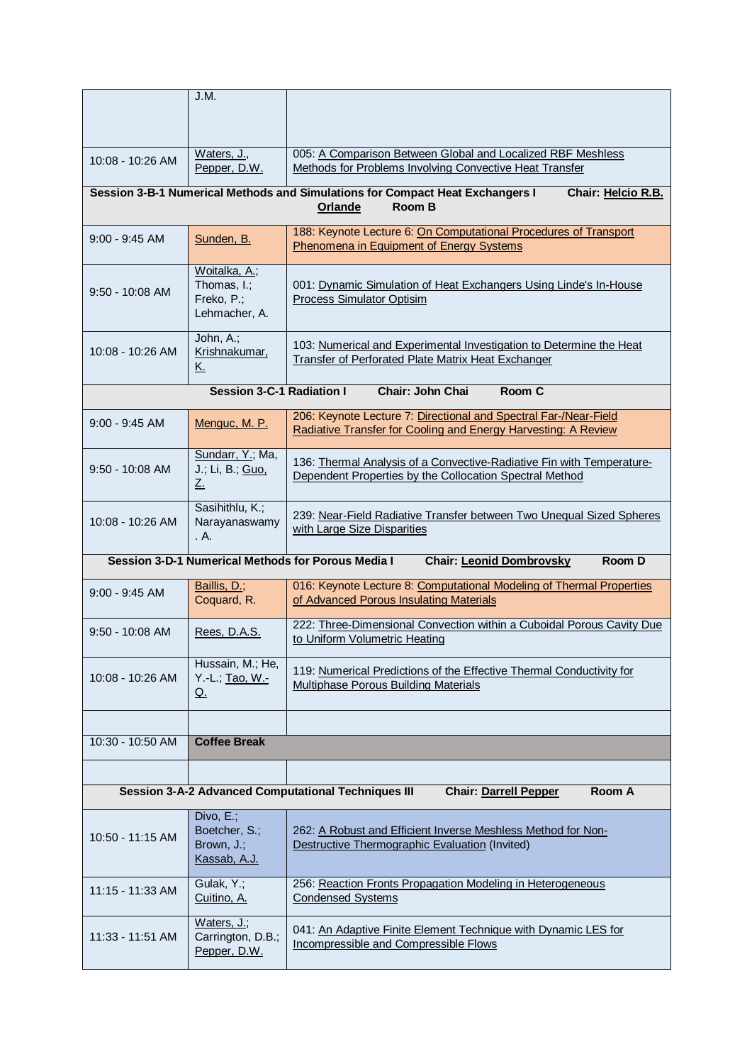| | | |
|---|---|---|
| | J.M. | |
| 10:08 - 10:26 AM | Waters, J., Pepper, D.W. | 005: A Comparison Between Global and Localized RBF Meshless Methods for Problems Involving Convective Heat Transfer |
| **Session 3-B-1 Numerical Methods and Simulations for Compact Heat Exchangers I** | **Chair: Helcio R.B. Orlande** | **Room B** |
| 9:00 - 9:45 AM | Sunden, B. | 188: Keynote Lecture 6: On Computational Procedures of Transport Phenomena in Equipment of Energy Systems |
| 9:50 - 10:08 AM | Woitalka, A.; Thomas, I.; Freko, P.; Lehmacher, A. | 001: Dynamic Simulation of Heat Exchangers Using Linde's In-House Process Simulator Optisim |
| 10:08 - 10:26 AM | John, A.; Krishnakumar, K. | 103: Numerical and Experimental Investigation to Determine the Heat Transfer of Perforated Plate Matrix Heat Exchanger |
| **Session 3-C-1 Radiation I** | **Chair: John Chai** | **Room C** |
| 9:00 - 9:45 AM | Menguc, M. P. | 206: Keynote Lecture 7: Directional and Spectral Far-/Near-Field Radiative Transfer for Cooling and Energy Harvesting: A Review |
| 9:50 - 10:08 AM | Sundarr, Y.; Ma, J.; Li, B.; Guo, Z. | 136: Thermal Analysis of a Convective-Radiative Fin with Temperature-Dependent Properties by the Collocation Spectral Method |
| 10:08 - 10:26 AM | Sasihithlu, K.; Narayanaswamy. A. | 239: Near-Field Radiative Transfer between Two Unequal Sized Spheres with Large Size Disparities |
| **Session 3-D-1 Numerical Methods for Porous Media I** | **Chair: Leonid Dombrovsky** | **Room D** |
| 9:00 - 9:45 AM | Baillis, D.; Coquard, R. | 016: Keynote Lecture 8: Computational Modeling of Thermal Properties of Advanced Porous Insulating Materials |
| 9:50 - 10:08 AM | Rees, D.A.S. | 222: Three-Dimensional Convection within a Cuboidal Porous Cavity Due to Uniform Volumetric Heating |
| 10:08 - 10:26 AM | Hussain, M.; He, Y.-L.; Tao, W.-Q. | 119: Numerical Predictions of the Effective Thermal Conductivity for Multiphase Porous Building Materials |
| | | |
| 10:30 - 10:50 AM | **Coffee Break** | |
| | | |
| **Session 3-A-2 Advanced Computational Techniques III** | **Chair: Darrell Pepper** | **Room A** |
| 10:50 - 11:15 AM | Divo, E.; Boetcher, S.; Brown, J.; Kassab, A.J. | 262: A Robust and Efficient Inverse Meshless Method for Non-Destructive Thermographic Evaluation (Invited) |
| 11:15 - 11:33 AM | Gulak, Y.; Cuitino, A. | 256: Reaction Fronts Propagation Modeling in Heterogeneous Condensed Systems |
| 11:33 - 11:51 AM | Waters, J.; Carrington, D.B.; Pepper, D.W. | 041: An Adaptive Finite Element Technique with Dynamic LES for Incompressible and Compressible Flows |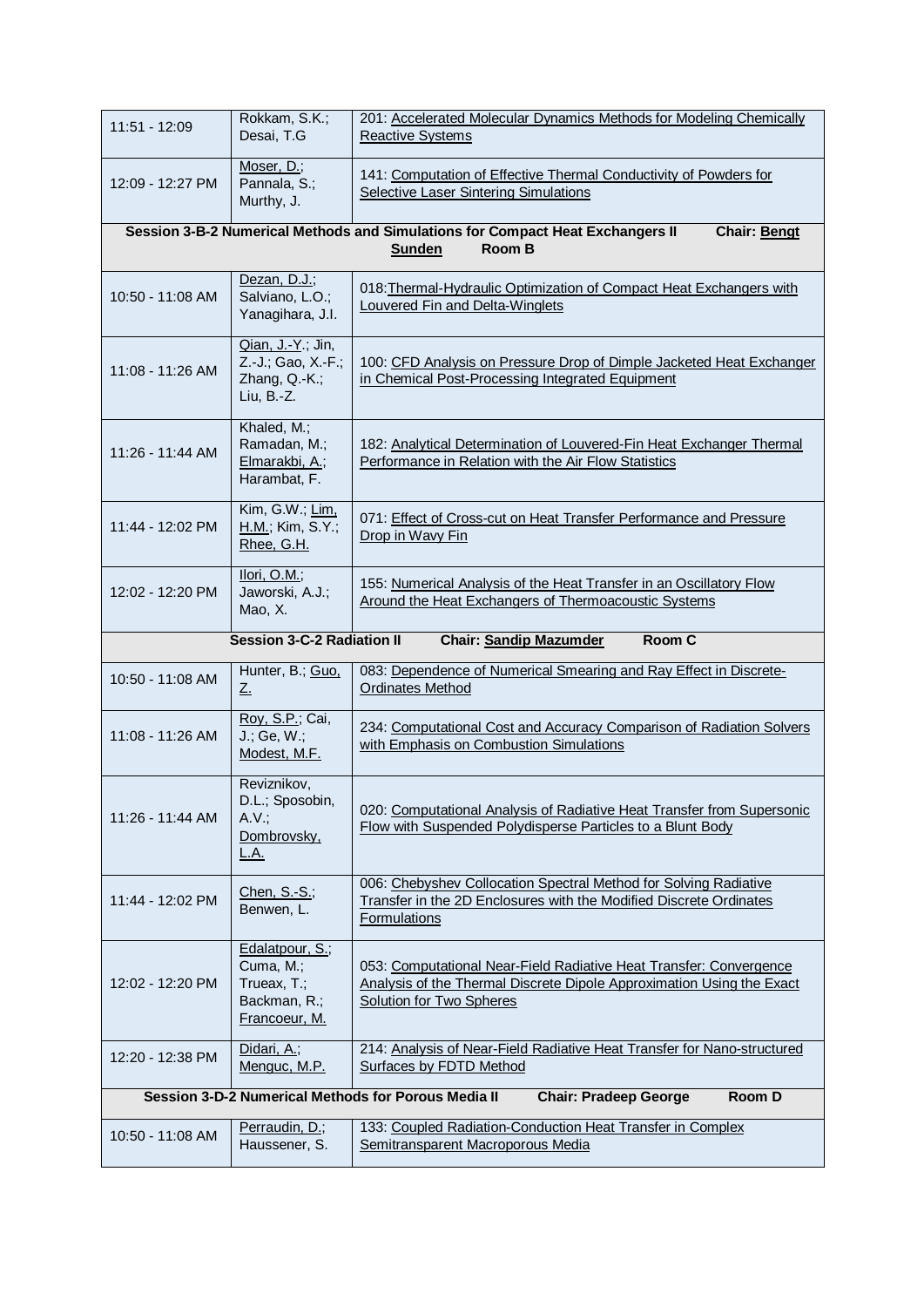| | | |
|---|---|---|
| 11:51 - 12:09 | Rokkam, S.K.; Desai, T.G | 201: Accelerated Molecular Dynamics Methods for Modeling Chemically Reactive Systems |
| 12:09 - 12:27 PM | Moser, D.; Pannala, S.; Murthy, J. | 141: Computation of Effective Thermal Conductivity of Powders for Selective Laser Sintering Simulations |
| **Session 3-B-2 Numerical Methods and Simulations for Compact Heat Exchangers II** | **Chair: Bengt Sunden** | **Room B** |
| 10:50 - 11:08 AM | Dezan, D.J.; Salviano, L.O.; Yanagihara, J.I. | 018: Thermal-Hydraulic Optimization of Compact Heat Exchangers with Louvered Fin and Delta-Winglets |
| 11:08 - 11:26 AM | Qian, J.-Y.; Jin, Z.-J.; Gao, X.-F.; Zhang, Q.-K.; Liu, B.-Z. | 100: CFD Analysis on Pressure Drop of Dimple Jacketed Heat Exchanger in Chemical Post-Processing Integrated Equipment |
| 11:26 - 11:44 AM | Khaled, M.; Ramadan, M.; Elmarakbi, A.; Harambat, F. | 182: Analytical Determination of Louvered-Fin Heat Exchanger Thermal Performance in Relation with the Air Flow Statistics |
| 11:44 - 12:02 PM | Kim, G.W.; Lim, H.M.; Kim, S.Y.; Rhee, G.H. | 071: Effect of Cross-cut on Heat Transfer Performance and Pressure Drop in Wavy Fin |
| 12:02 - 12:20 PM | Ilori, O.M.; Jaworski, A.J.; Mao, X. | 155: Numerical Analysis of the Heat Transfer in an Oscillatory Flow Around the Heat Exchangers of Thermoacoustic Systems |
| **Session 3-C-2 Radiation II** | **Chair: Sandip Mazumder** | **Room C** |
| 10:50 - 11:08 AM | Hunter, B.; Guo, Z. | 083: Dependence of Numerical Smearing and Ray Effect in Discrete-Ordinates Method |
| 11:08 - 11:26 AM | Roy, S.P.; Cai, J.; Ge, W.; Modest, M.F. | 234: Computational Cost and Accuracy Comparison of Radiation Solvers with Emphasis on Combustion Simulations |
| 11:26 - 11:44 AM | Reviznikov, D.L.; Sposobin, A.V.; Dombrovsky, L.A. | 020: Computational Analysis of Radiative Heat Transfer from Supersonic Flow with Suspended Polydisperse Particles to a Blunt Body |
| 11:44 - 12:02 PM | Chen, S.-S.; Benwen, L. | 006: Chebyshev Collocation Spectral Method for Solving Radiative Transfer in the 2D Enclosures with the Modified Discrete Ordinates Formulations |
| 12:02 - 12:20 PM | Edalatpour, S.; Cuma, M.; Trueax, T.; Backman, R.; Francoeur, M. | 053: Computational Near-Field Radiative Heat Transfer: Convergence Analysis of the Thermal Discrete Dipole Approximation Using the Exact Solution for Two Spheres |
| 12:20 - 12:38 PM | Didari, A.; Menguc, M.P. | 214: Analysis of Near-Field Radiative Heat Transfer for Nano-structured Surfaces by FDTD Method |
| **Session 3-D-2 Numerical Methods for Porous Media II** | **Chair: Pradeep George** | **Room D** |
| 10:50 - 11:08 AM | Perraudin, D.; Haussener, S. | 133: Coupled Radiation-Conduction Heat Transfer in Complex Semitransparent Macroporous Media |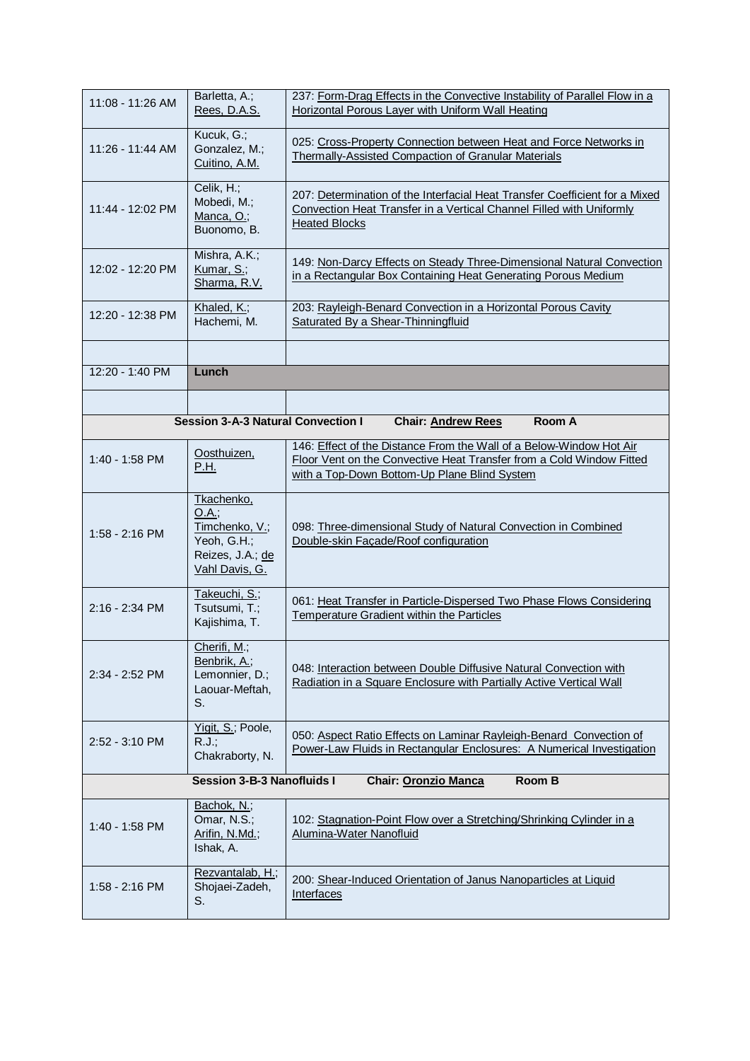| | | |
|---|---|---|
| 11:08 - 11:26 AM | Barletta, A.; Rees, D.A.S. | 237: Form-Drag Effects in the Convective Instability of Parallel Flow in a Horizontal Porous Layer with Uniform Wall Heating |
| 11:26 - 11:44 AM | Kucuk, G.; Gonzalez, M.; Cuitino, A.M. | 025: Cross-Property Connection between Heat and Force Networks in Thermally-Assisted Compaction of Granular Materials |
| 11:44 - 12:02 PM | Celik, H.; Mobedi, M.; Manca, O.; Buonomo, B. | 207: Determination of the Interfacial Heat Transfer Coefficient for a Mixed Convection Heat Transfer in a Vertical Channel Filled with Uniformly Heated Blocks |
| 12:02 - 12:20 PM | Mishra, A.K.; Kumar, S.; Sharma, R.V. | 149: Non-Darcy Effects on Steady Three-Dimensional Natural Convection in a Rectangular Box Containing Heat Generating Porous Medium |
| 12:20 - 12:38 PM | Khaled, K.; Hachemi, M. | 203: Rayleigh-Benard Convection in a Horizontal Porous Cavity Saturated By a Shear-Thinningfluid |
| | | |
| 12:20 - 1:40 PM | **Lunch** | |
| | | |
| **Session 3-A-3 Natural Convection I** | **Chair: Andrew Rees** | **Room A** |
| 1:40 - 1:58 PM | Oosthuizen, P.H. | 146: Effect of the Distance From the Wall of a Below-Window Hot Air Floor Vent on the Convective Heat Transfer from a Cold Window Fitted with a Top-Down Bottom-Up Plane Blind System |
| 1:58 - 2:16 PM | Tkachenko, O.A.; Timchenko, V.; Yeoh, G.H.; Reizes, J.A.; de Vahl Davis, G. | 098: Three-dimensional Study of Natural Convection in Combined Double-skin Façade/Roof configuration |
| 2:16 - 2:34 PM | Takeuchi, S.; Tsutsumi, T.; Kajishima, T. | 061: Heat Transfer in Particle-Dispersed Two Phase Flows Considering Temperature Gradient within the Particles |
| 2:34 - 2:52 PM | Cherifi, M.; Benbrik, A.; Lemonnier, D.; Laouar-Meftah, S. | 048: Interaction between Double Diffusive Natural Convection with Radiation in a Square Enclosure with Partially Active Vertical Wall |
| 2:52 - 3:10 PM | Yigit, S.; Poole, R.J.; Chakraborty, N. | 050: Aspect Ratio Effects on Laminar Rayleigh-Benard Convection of Power-Law Fluids in Rectangular Enclosures: A Numerical Investigation |
| **Session 3-B-3 Nanofluids I** | **Chair: Oronzio Manca** | **Room B** |
| 1:40 - 1:58 PM | Bachok, N.; Omar, N.S.; Arifin, N.Md.; Ishak, A. | 102: Stagnation-Point Flow over a Stretching/Shrinking Cylinder in a Alumina-Water Nanofluid |
| 1:58 - 2:16 PM | Rezvantalab, H.; Shojaei-Zadeh, S. | 200: Shear-Induced Orientation of Janus Nanoparticles at Liquid Interfaces |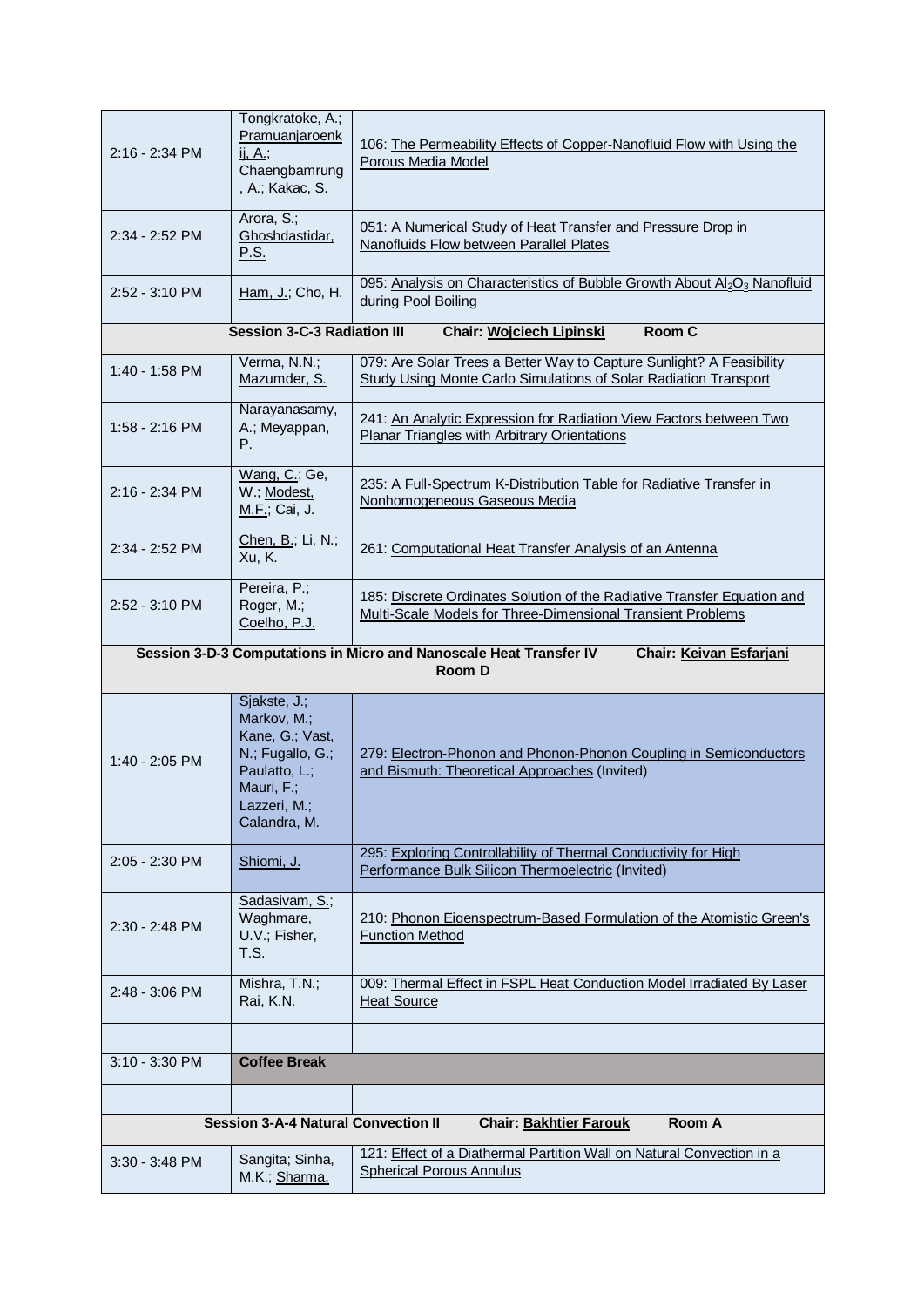| | | |
|---|---|---|
| 2:16 - 2:34 PM | Tongkratoke, A.; Pramuanjaroenkij, A.; Chaengbamrung, A.; Kakac, S. | 106: The Permeability Effects of Copper-Nanofluid Flow with Using the Porous Media Model |
| 2:34 - 2:52 PM | Arora, S.; Ghoshdastidar, P.S. | 051: A Numerical Study of Heat Transfer and Pressure Drop in Nanofluids Flow between Parallel Plates |
| 2:52 - 3:10 PM | Ham, J.; Cho, H. | 095: Analysis on Characteristics of Bubble Growth About $Al_2O_3$ Nanofluid during Pool Boiling |
| **Session 3-C-3 Radiation III** | **Chair: Wojciech Lipinski** | **Room C** |
| 1:40 - 1:58 PM | Verma, N.N.; Mazumder, S. | 079: Are Solar Trees a Better Way to Capture Sunlight? A Feasibility Study Using Monte Carlo Simulations of Solar Radiation Transport |
| 1:58 - 2:16 PM | Narayanasamy, A.; Meyappan, P. | 241: An Analytic Expression for Radiation View Factors between Two Planar Triangles with Arbitrary Orientations |
| 2:16 - 2:34 PM | Wang, C.; Ge, W.; Modest, M.F.; Cai, J. | 235: A Full-Spectrum K-Distribution Table for Radiative Transfer in Nonhomogeneous Gaseous Media |
| 2:34 - 2:52 PM | Chen, B.; Li, N.; Xu, K. | 261: Computational Heat Transfer Analysis of an Antenna |
| 2:52 - 3:10 PM | Pereira, P.; Roger, M.; Coelho, P.J. | 185: Discrete Ordinates Solution of the Radiative Transfer Equation and Multi-Scale Models for Three-Dimensional Transient Problems |
| **Session 3-D-3 Computations in Micro and Nanoscale Heat Transfer IV** | **Chair: Keivan Esfarjani** | **Room D** |
| 1:40 - 2:05 PM | Sjakste, J.; Markov, M.; Kane, G.; Vast, N.; Fugallo, G.; Paulatto, L.; Mauri, F.; Lazzeri, M.; Calandra, M. | 279: Electron-Phonon and Phonon-Phonon Coupling in Semiconductors and Bismuth: Theoretical Approaches (Invited) |
| 2:05 - 2:30 PM | Shiomi, J. | 295: Exploring Controllability of Thermal Conductivity for High Performance Bulk Silicon Thermoelectric (Invited) |
| 2:30 - 2:48 PM | Sadasivam, S.; Waghmare, U.V.; Fisher, T.S. | 210: Phonon Eigenspectrum-Based Formulation of the Atomistic Green's Function Method |
| 2:48 - 3:06 PM | Mishra, T.N.; Rai, K.N. | 009: Thermal Effect in FSPL Heat Conduction Model Irradiated By Laser Heat Source |
| | | |
| 3:10 - 3:30 PM | **Coffee Break** | |
| | | |
| **Session 3-A-4 Natural Convection II** | **Chair: Bakhtier Farouk** | **Room A** |
| 3:30 - 3:48 PM | Sangita; Sinha, M.K.; Sharma, | 121: Effect of a Diathermal Partition Wall on Natural Convection in a Spherical Porous Annulus |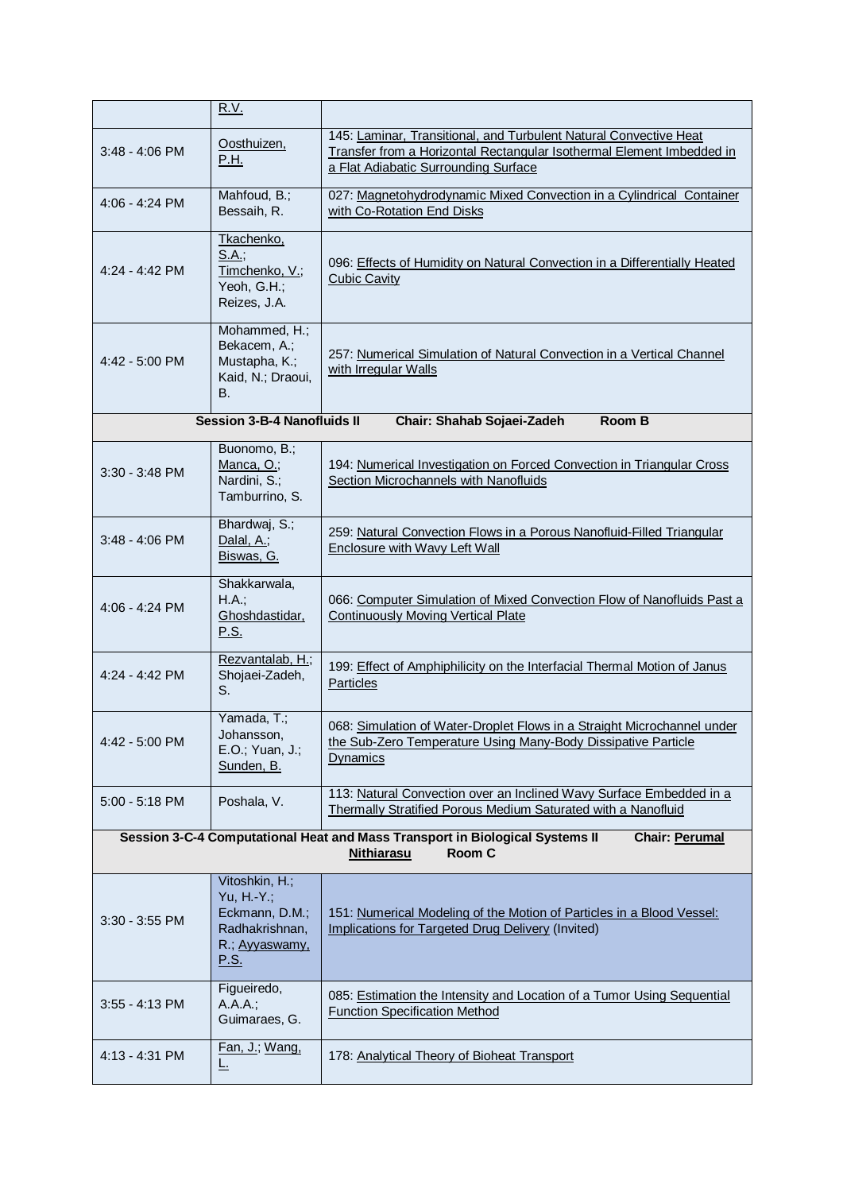| | | |
|---|---|---|
| | R.V. | |
| 3:48 - 4:06 PM | Oosthuizen, P.H. | 145: Laminar, Transitional, and Turbulent Natural Convective Heat Transfer from a Horizontal Rectangular Isothermal Element Imbedded in a Flat Adiabatic Surrounding Surface |
| 4:06 - 4:24 PM | Mahfoud, B.; Bessaih, R. | 027: Magnetohydrodynamic Mixed Convection in a Cylindrical Container with Co-Rotation End Disks |
| 4:24 - 4:42 PM | Tkachenko, S.A.; Timchenko, V.; Yeoh, G.H.; Reizes, J.A. | 096: Effects of Humidity on Natural Convection in a Differentially Heated Cubic Cavity |
| 4:42 - 5:00 PM | Mohammed, H.; Bekacem, A.; Mustapha, K.; Kaid, N.; Draoui, B. | 257: Numerical Simulation of Natural Convection in a Vertical Channel with Irregular Walls |
| **Session 3-B-4 Nanofluids II** | **Chair: Shahab Sojaei-Zadeh** | **Room B** |
| 3:30 - 3:48 PM | Buonomo, B.; Manca, O.; Nardini, S.; Tamburrino, S. | 194: Numerical Investigation on Forced Convection in Triangular Cross Section Microchannels with Nanofluids |
| 3:48 - 4:06 PM | Bhardwaj, S.; Dalal, A.; Biswas, G. | 259: Natural Convection Flows in a Porous Nanofluid-Filled Triangular Enclosure with Wavy Left Wall |
| 4:06 - 4:24 PM | Shakkarwala, H.A.; Ghoshdastidar, P.S. | 066: Computer Simulation of Mixed Convection Flow of Nanofluids Past a Continuously Moving Vertical Plate |
| 4:24 - 4:42 PM | Rezvantalab, H.; Shojaei-Zadeh, S. | 199: Effect of Amphiphilicity on the Interfacial Thermal Motion of Janus Particles |
| 4:42 - 5:00 PM | Yamada, T.; Johansson, E.O.; Yuan, J.; Sunden, B. | 068: Simulation of Water-Droplet Flows in a Straight Microchannel under the Sub-Zero Temperature Using Many-Body Dissipative Particle Dynamics |
| 5:00 - 5:18 PM | Poshala, V. | 113: Natural Convection over an Inclined Wavy Surface Embedded in a Thermally Stratified Porous Medium Saturated with a Nanofluid |
| **Session 3-C-4 Computational Heat and Mass Transport in Biological Systems II** | **Chair: Perumal Nithiarasu** | **Room C** |
| 3:30 - 3:55 PM | Vitoshkin, H.; Yu, H.-Y.; Eckmann, D.M.; Radhakrishnan, R.; Ayyaswamy, P.S. | 151: Numerical Modeling of the Motion of Particles in a Blood Vessel: Implications for Targeted Drug Delivery (Invited) |
| 3:55 - 4:13 PM | Figueiredo, A.A.A.; Guimaraes, G. | 085: Estimation the Intensity and Location of a Tumor Using Sequential Function Specification Method |
| 4:13 - 4:31 PM | Fan, J.; Wang, L. | 178: Analytical Theory of Bioheat Transport |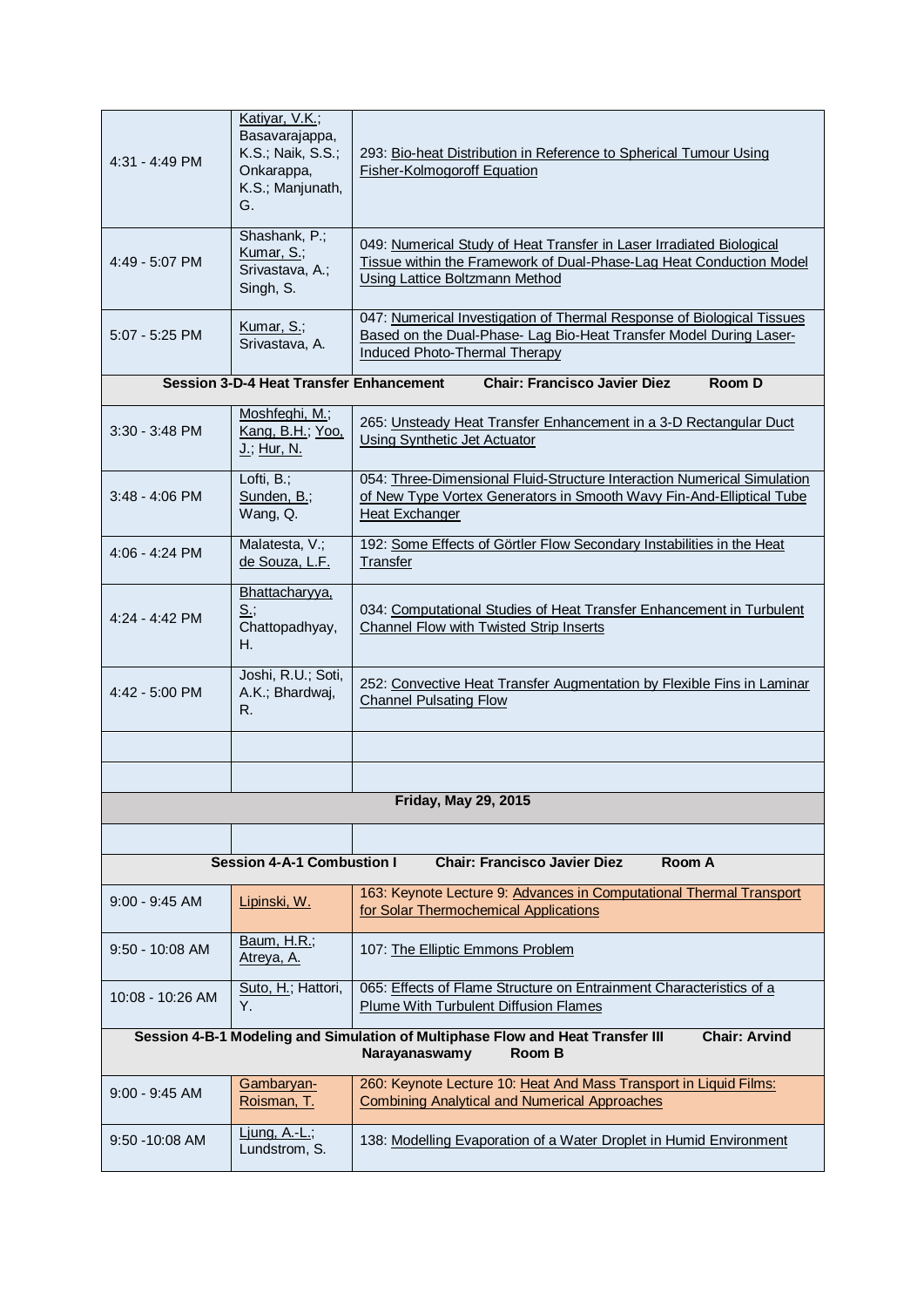| | | |
|---|---|---|
| 4:31 - 4:49 PM | Katiyar, V.K.; Basavarajappa, K.S.; Naik, S.S.; Onkarappa, K.S.; Manjunath, G. | 293: Bio-heat Distribution in Reference to Spherical Tumour Using Fisher-Kolmogoroff Equation |
| 4:49 - 5:07 PM | Shashank, P.; Kumar, S.; Srivastava, A.; Singh, S. | 049: Numerical Study of Heat Transfer in Laser Irradiated Biological Tissue within the Framework of Dual-Phase-Lag Heat Conduction Model Using Lattice Boltzmann Method |
| 5:07 - 5:25 PM | Kumar, S.; Srivastava, A. | 047: Numerical Investigation of Thermal Response of Biological Tissues Based on the Dual-Phase- Lag Bio-Heat Transfer Model During Laser-Induced Photo-Thermal Therapy |
| **Session 3-D-4 Heat Transfer Enhancement** | **Chair: Francisco Javier Diez** | **Room D** |
| 3:30 - 3:48 PM | Moshfeghi, M.; Kang, B.H.; Yoo, J.; Hur, N. | 265: Unsteady Heat Transfer Enhancement in a 3-D Rectangular Duct Using Synthetic Jet Actuator |
| 3:48 - 4:06 PM | Lofti, B.; Sunden, B.; Wang, Q. | 054: Three-Dimensional Fluid-Structure Interaction Numerical Simulation of New Type Vortex Generators in Smooth Wavy Fin-And-Elliptical Tube Heat Exchanger |
| 4:06 - 4:24 PM | Malatesta, V.; de Souza, L.F. | 192: Some Effects of Görtler Flow Secondary Instabilities in the Heat Transfer |
| 4:24 - 4:42 PM | Bhattacharyya, S.; Chattopadhyay, H. | 034: Computational Studies of Heat Transfer Enhancement in Turbulent Channel Flow with Twisted Strip Inserts |
| 4:42 - 5:00 PM | Joshi, R.U.; Soti, A.K.; Bhardwaj, R. | 252: Convective Heat Transfer Augmentation by Flexible Fins in Laminar Channel Pulsating Flow |
| | | |
| | | |
| **Friday, May 29, 2015** | | |
| | | |
| **Session 4-A-1 Combustion I** | **Chair: Francisco Javier Diez** | **Room A** |
| 9:00 - 9:45 AM | Lipinski, W. | 163: Keynote Lecture 9: Advances in Computational Thermal Transport for Solar Thermochemical Applications |
| 9:50 - 10:08 AM | Baum, H.R.; Atreya, A. | 107: The Elliptic Emmons Problem |
| 10:08 - 10:26 AM | Suto, H.; Hattori, Y. | 065: Effects of Flame Structure on Entrainment Characteristics of a Plume With Turbulent Diffusion Flames |
| **Session 4-B-1 Modeling and Simulation of Multiphase Flow and Heat Transfer III** | **Chair: Arvind Narayanaswamy** | **Room B** |
| 9:00 - 9:45 AM | Gambaryan-Roisman, T. | 260: Keynote Lecture 10: Heat And Mass Transport in Liquid Films: Combining Analytical and Numerical Approaches |
| 9:50 -10:08 AM | Ljung, A.-L.; Lundstrom, S. | 138: Modelling Evaporation of a Water Droplet in Humid Environment |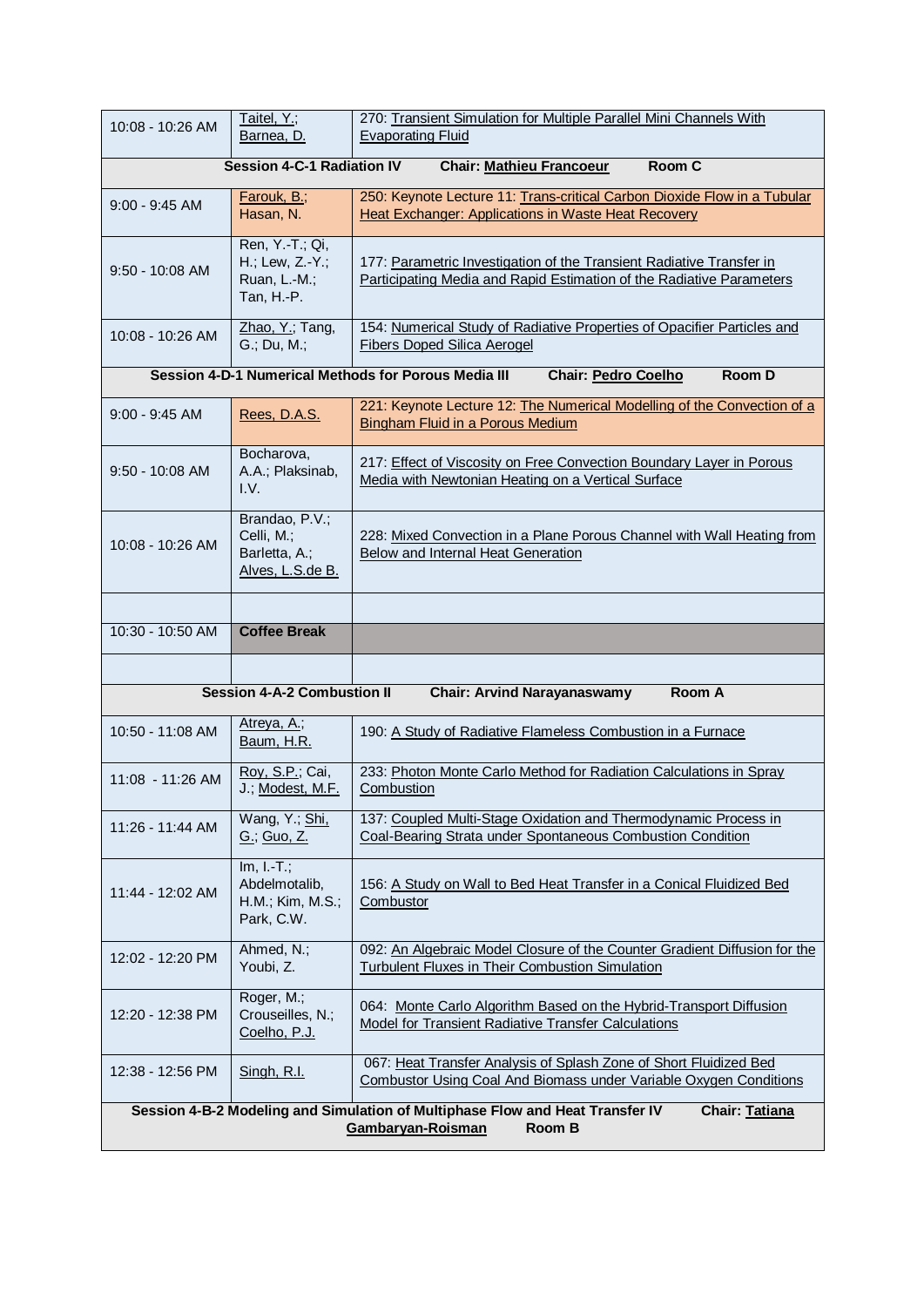| | | |
|---|---|---|
| 10:08 - 10:26 AM | Taitel, Y.; Barnea, D. | 270: Transient Simulation for Multiple Parallel Mini Channels With Evaporating Fluid |
| **Session 4-C-1 Radiation IV Chair: Mathieu Francoeur Room C** | | |
| 9:00 - 9:45 AM | Farouk, B.; Hasan, N. | 250: Keynote Lecture 11: Trans-critical Carbon Dioxide Flow in a Tubular Heat Exchanger: Applications in Waste Heat Recovery |
| 9:50 - 10:08 AM | Ren, Y.-T.; Qi, H.; Lew, Z.-Y.; Ruan, L.-M.; Tan, H.-P. | 177: Parametric Investigation of the Transient Radiative Transfer in Participating Media and Rapid Estimation of the Radiative Parameters |
| 10:08 - 10:26 AM | Zhao, Y.; Tang, G.; Du, M.; | 154: Numerical Study of Radiative Properties of Opacifier Particles and Fibers Doped Silica Aerogel |
| **Session 4-D-1 Numerical Methods for Porous Media III Chair: Pedro Coelho Room D** | | |
| 9:00 - 9:45 AM | Rees, D.A.S. | 221: Keynote Lecture 12: The Numerical Modelling of the Convection of a Bingham Fluid in a Porous Medium |
| 9:50 - 10:08 AM | Bocharova, A.A.; Plaksinab, I.V. | 217: Effect of Viscosity on Free Convection Boundary Layer in Porous Media with Newtonian Heating on a Vertical Surface |
| 10:08 - 10:26 AM | Brandao, P.V.; Celli, M.; Barletta, A.; Alves, L.S.de B. | 228: Mixed Convection in a Plane Porous Channel with Wall Heating from Below and Internal Heat Generation |
| | | |
| 10:30 - 10:50 AM | **Coffee Break** | |
| | | |
| **Session 4-A-2 Combustion II Chair: Arvind Narayanaswamy Room A** | | |
| 10:50 - 11:08 AM | Atreya, A.; Baum, H.R. | 190: A Study of Radiative Flameless Combustion in a Furnace |
| 11:08 - 11:26 AM | Roy, S.P.; Cai, J.; Modest, M.F. | 233: Photon Monte Carlo Method for Radiation Calculations in Spray Combustion |
| 11:26 - 11:44 AM | Wang, Y.; Shi, G.; Guo, Z. | 137: Coupled Multi-Stage Oxidation and Thermodynamic Process in Coal-Bearing Strata under Spontaneous Combustion Condition |
| 11:44 - 12:02 AM | Im, I.-T.; Abdelmotalib, H.M.; Kim, M.S.; Park, C.W. | 156: A Study on Wall to Bed Heat Transfer in a Conical Fluidized Bed Combustor |
| 12:02 - 12:20 PM | Ahmed, N.; Youbi, Z. | 092: An Algebraic Model Closure of the Counter Gradient Diffusion for the Turbulent Fluxes in Their Combustion Simulation |
| 12:20 - 12:38 PM | Roger, M.; Crouseilles, N.; Coelho, P.J. | 064: Monte Carlo Algorithm Based on the Hybrid-Transport Diffusion Model for Transient Radiative Transfer Calculations |
| 12:38 - 12:56 PM | Singh, R.I. | 067: Heat Transfer Analysis of Splash Zone of Short Fluidized Bed Combustor Using Coal And Biomass under Variable Oxygen Conditions |
| **Session 4-B-2 Modeling and Simulation of Multiphase Flow and Heat Transfer IV Chair: Tatiana Gambaryan-Roisman Room B** | | |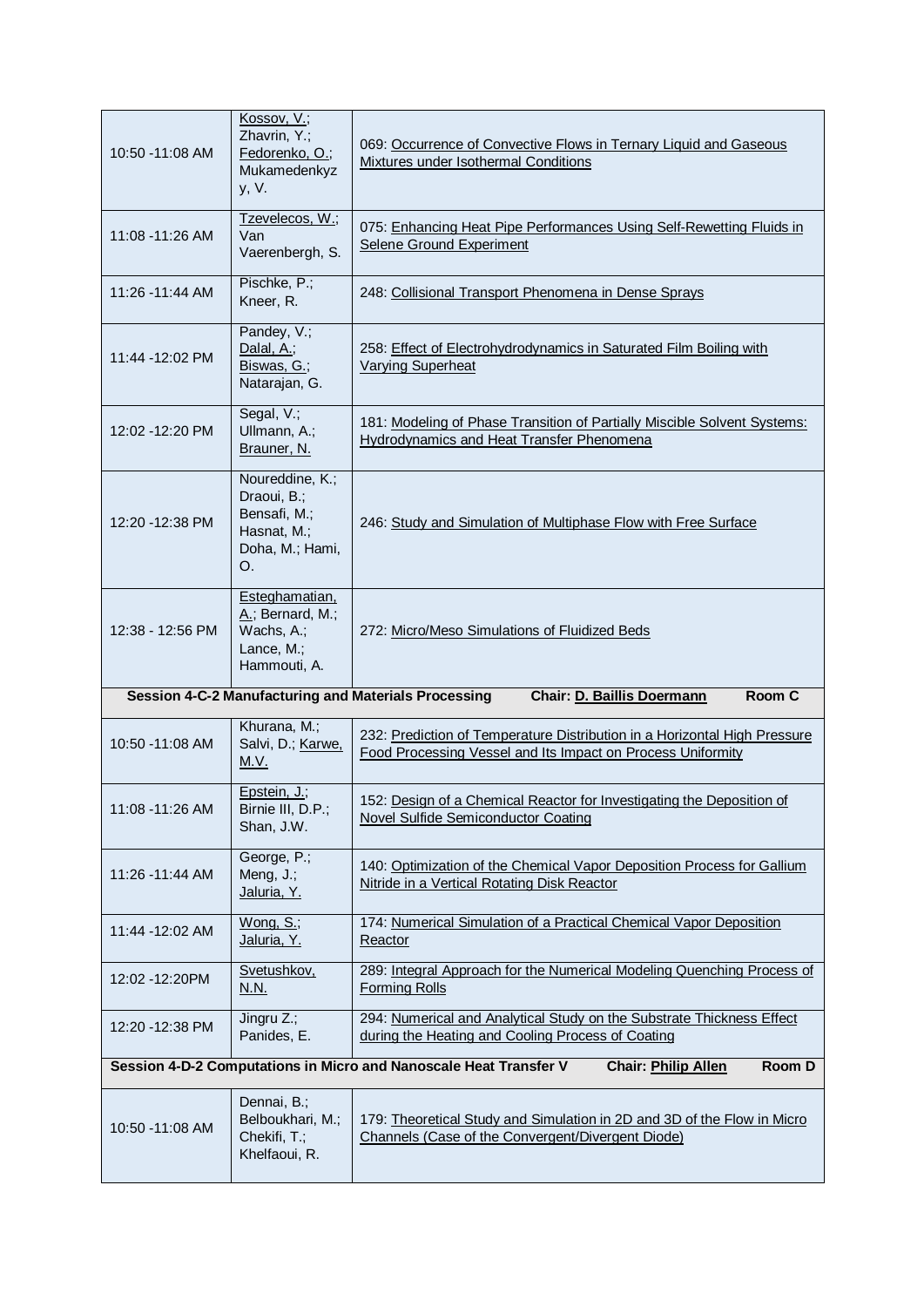| | | |
|---|---|---|
| 10:50 -11:08 AM | Kossov, V.; Zhavrin, Y.; Fedorenko, O.; Mukamedenkyzy, V. | 069: Occurrence of Convective Flows in Ternary Liquid and Gaseous Mixtures under Isothermal Conditions |
| 11:08 -11:26 AM | Tzevelecos, W.; Van Vaerenbergh, S. | 075: Enhancing Heat Pipe Performances Using Self-Rewetting Fluids in Selene Ground Experiment |
| 11:26 -11:44 AM | Pischke, P.; Kneer, R. | 248: Collisional Transport Phenomena in Dense Sprays |
| 11:44 -12:02 PM | Pandey, V.; Dalal, A.; Biswas, G.; Natarajan, G. | 258: Effect of Electrohydrodynamics in Saturated Film Boiling with Varying Superheat |
| 12:02 -12:20 PM | Segal, V.; Ullmann, A.; Brauner, N. | 181: Modeling of Phase Transition of Partially Miscible Solvent Systems: Hydrodynamics and Heat Transfer Phenomena |
| 12:20 -12:38 PM | Noureddine, K.; Draoui, B.; Bensafi, M.; Hasnat, M.; Doha, M.; Hami, O. | 246: Study and Simulation of Multiphase Flow with Free Surface |
| 12:38 - 12:56 PM | Esteghamatian, A.; Bernard, M.; Wachs, A.; Lance, M.; Hammouti, A. | 272: Micro/Meso Simulations of Fluidized Beds |
| **Session 4-C-2 Manufacturing and Materials Processing** | **Chair: D. Baillis Doermann** | **Room C** |
| 10:50 -11:08 AM | Khurana, M.; Salvi, D.; Karwe, M.V. | 232: Prediction of Temperature Distribution in a Horizontal High Pressure Food Processing Vessel and Its Impact on Process Uniformity |
| 11:08 -11:26 AM | Epstein, J.; Birnie III, D.P.; Shan, J.W. | 152: Design of a Chemical Reactor for Investigating the Deposition of Novel Sulfide Semiconductor Coating |
| 11:26 -11:44 AM | George, P.; Meng, J.; Jaluria, Y. | 140: Optimization of the Chemical Vapor Deposition Process for Gallium Nitride in a Vertical Rotating Disk Reactor |
| 11:44 -12:02 AM | Wong, S.; Jaluria, Y. | 174: Numerical Simulation of a Practical Chemical Vapor Deposition Reactor |
| 12:02 -12:20PM | Svetushkov, N.N. | 289: Integral Approach for the Numerical Modeling Quenching Process of Forming Rolls |
| 12:20 -12:38 PM | Jingru Z.; Panides, E. | 294: Numerical and Analytical Study on the Substrate Thickness Effect during the Heating and Cooling Process of Coating |
| **Session 4-D-2 Computations in Micro and Nanoscale Heat Transfer V** | **Chair: Philip Allen** | **Room D** |
| 10:50 -11:08 AM | Dennai, B.; Belboukhari, M.; Chekifi, T.; Khelfaoui, R. | 179: Theoretical Study and Simulation in 2D and 3D of the Flow in Micro Channels (Case of the Convergent/Divergent Diode) |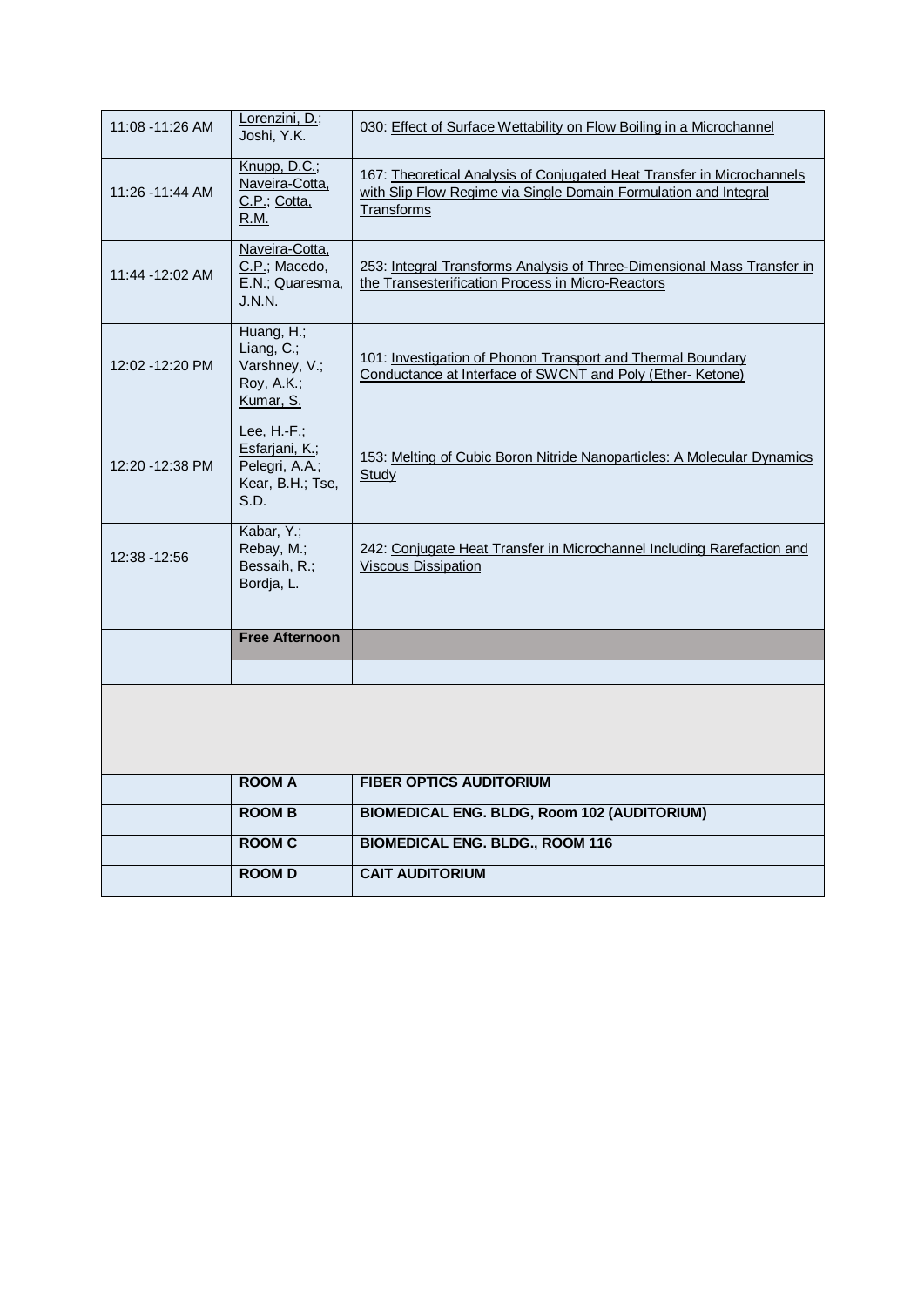| | | |
|---|---|---|
| 11:08 -11:26 AM | Lorenzini, D.; Joshi, Y.K. | 030: Effect of Surface Wettability on Flow Boiling in a Microchannel |
| 11:26 -11:44 AM | Knupp, D.C.; Naveira-Cotta, C.P.; Cotta, R.M. | 167: Theoretical Analysis of Conjugated Heat Transfer in Microchannels with Slip Flow Regime via Single Domain Formulation and Integral Transforms |
| 11:44 -12:02 AM | Naveira-Cotta, C.P.; Macedo, E.N.; Quaresma, J.N.N. | 253: Integral Transforms Analysis of Three-Dimensional Mass Transfer in the Transesterification Process in Micro-Reactors |
| 12:02 -12:20 PM | Huang, H.; Liang, C.; Varshney, V.; Roy, A.K.; Kumar, S. | 101: Investigation of Phonon Transport and Thermal Boundary Conductance at Interface of SWCNT and Poly (Ether- Ketone) |
| 12:20 -12:38 PM | Lee, H.-F.; Esfarjani, K.; Pelegri, A.A.; Kear, B.H.; Tse, S.D. | 153: Melting of Cubic Boron Nitride Nanoparticles: A Molecular Dynamics Study |
| 12:38 -12:56 | Kabar, Y.; Rebay, M.; Bessaih, R.; Bordja, L. | 242: Conjugate Heat Transfer in Microchannel Including Rarefaction and Viscous Dissipation |
| | | |
| | **Free Afternoon** | |
| | | |

| | | |
|---|---|---|
| | **ROOM A** | **FIBER OPTICS AUDITORIUM** |
| | **ROOM B** | **BIOMEDICAL ENG. BLDG, Room 102 (AUDITORIUM)** |
| | **ROOM C** | **BIOMEDICAL ENG. BLDG., ROOM 116** |
| | **ROOM D** | **CAIT AUDITORIUM** |